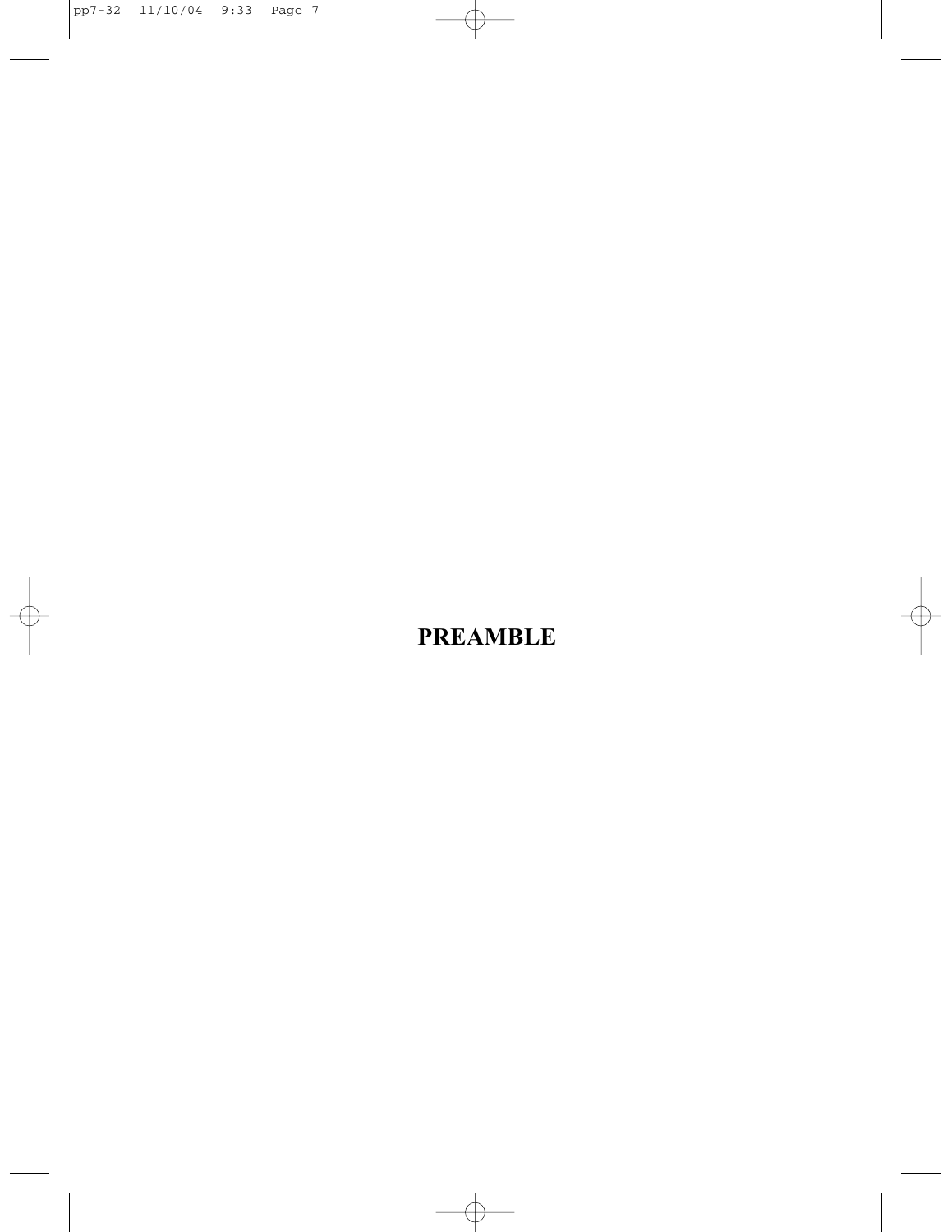# PREAMBLE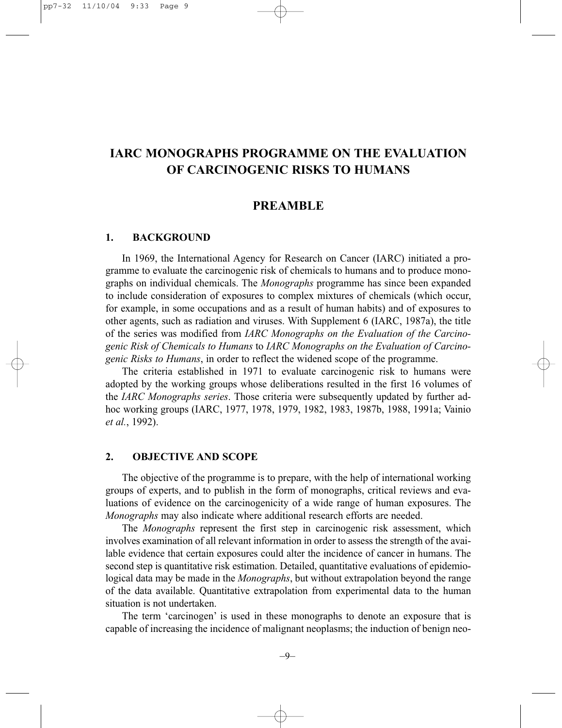# IARC MONOGRAPHS PROGRAMME ON THE EVALUATION OF CARCINOGENIC RISKS TO HUMANS

## PREAMBLE

### 1. BACKGROUND

In 1969, the International Agency for Research on Cancer (IARC) initiated a programme to evaluate the carcinogenic risk of chemicals to humans and to produce monographs on individual chemicals. The *Monographs* programme has since been expanded to include consideration of exposures to complex mixtures of chemicals (which occur, for example, in some occupations and as a result of human habits) and of exposures to other agents, such as radiation and viruses. With Supplement 6 (IARC, 1987a), the title of the series was modified from *IARC Monographs on the Evaluation of the Carcinogenic Risk of Chemicals to Humans* to *IARC Monographs on the Evaluation of Carcinogenic Risks to Humans*, in order to reflect the widened scope of the programme.

The criteria established in 1971 to evaluate carcinogenic risk to humans were adopted by the working groups whose deliberations resulted in the first 16 volumes of the *IARC Monographs series*. Those criteria were subsequently updated by further ad-hoc working groups (IARC, 1977, 1978, 1979, 1982, 1983, 1987b, 1988, 1991a; Vainio *et al.*, 1992).

### 2. OBJECTIVE AND SCOPE

The objective of the programme is to prepare, with the help of international working groups of experts, and to publish in the form of monographs, critical reviews and evaluations of evidence on the carcinogenicity of a wide range of human exposures. The *Monographs* may also indicate where additional research efforts are needed.

The *Monographs* represent the first step in carcinogenic risk assessment, which involves examination of all relevant information in order to assess the strength of the available evidence that certain exposures could alter the incidence of cancer in humans. The second step is quantitative risk estimation. Detailed, quantitative evaluations of epidemiological data may be made in the *Monographs*, but without extrapolation beyond the range of the data available. Quantitative extrapolation from experimental data to the human situation is not undertaken.

The term 'carcinogen' is used in these monographs to denote an exposure that is capable of increasing the incidence of malignant neoplasms; the induction of benign neo-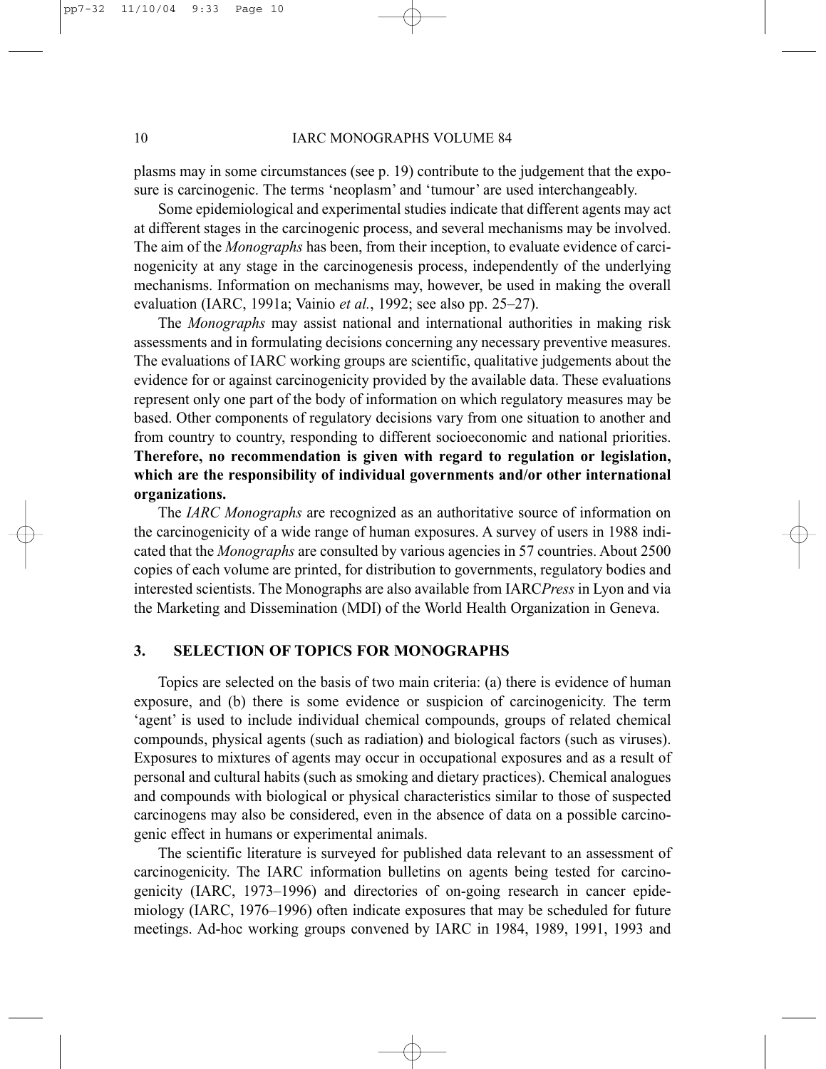plasms may in some circumstances (see p. 19) contribute to the judgement that the exposure is carcinogenic. The terms 'neoplasm' and 'tumour' are used interchangeably.

Some epidemiological and experimental studies indicate that different agents may act at different stages in the carcinogenic process, and several mechanisms may be involved. The aim of the *Monographs* has been, from their inception, to evaluate evidence of carcinogenicity at any stage in the carcinogenesis process, independently of the underlying mechanisms. Information on mechanisms may, however, be used in making the overall evaluation (IARC, 1991a; Vainio *et al.*, 1992; see also pp. 25–27).

The *Monographs* may assist national and international authorities in making risk assessments and in formulating decisions concerning any necessary preventive measures. The evaluations of IARC working groups are scientific, qualitative judgements about the evidence for or against carcinogenicity provided by the available data. These evaluations represent only one part of the body of information on which regulatory measures may be based. Other components of regulatory decisions vary from one situation to another and from country to country, responding to different socioeconomic and national priorities. **Therefore, no recommendation is given with regard to regulation or legislation, which are the responsibility of individual governments and/or other international organizations.**

The *IARC Monographs* are recognized as an authoritative source of information on the carcinogenicity of a wide range of human exposures. A survey of users in 1988 indicated that the *Monographs* are consulted by various agencies in 57 countries. About 2500 copies of each volume are printed, for distribution to governments, regulatory bodies and interested scientists. The Monographs are also available from IARC*Press* in Lyon and via the Marketing and Dissemination (MDI) of the World Health Organization in Geneva.

## 3. SELECTION OF TOPICS FOR MONOGRAPHS

Topics are selected on the basis of two main criteria: (a) there is evidence of human exposure, and (b) there is some evidence or suspicion of carcinogenicity. The term 'agent' is used to include individual chemical compounds, groups of related chemical compounds, physical agents (such as radiation) and biological factors (such as viruses). Exposures to mixtures of agents may occur in occupational exposures and as a result of personal and cultural habits (such as smoking and dietary practices). Chemical analogues and compounds with biological or physical characteristics similar to those of suspected carcinogens may also be considered, even in the absence of data on a possible carcinogenic effect in humans or experimental animals.

The scientific literature is surveyed for published data relevant to an assessment of carcinogenicity. The IARC information bulletins on agents being tested for carcinogenicity (IARC, 1973–1996) and directories of on-going research in cancer epidemiology (IARC, 1976–1996) often indicate exposures that may be scheduled for future meetings. Ad-hoc working groups convened by IARC in 1984, 1989, 1991, 1993 and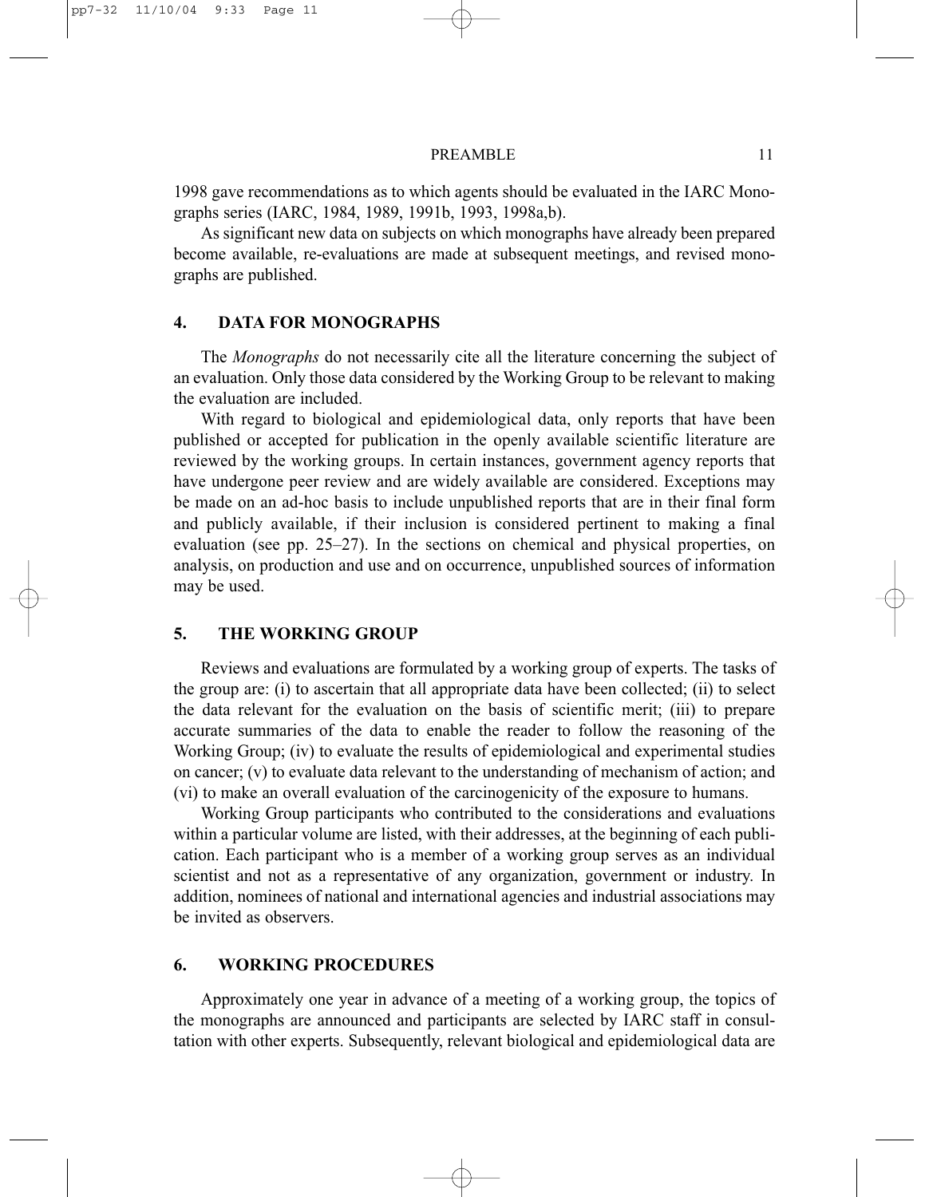1998 gave recommendations as to which agents should be evaluated in the IARC Monographs series (IARC, 1984, 1989, 1991b, 1993, 1998a,b).

As significant new data on subjects on which monographs have already been prepared become available, re-evaluations are made at subsequent meetings, and revised monographs are published.

## 4. DATA FOR MONOGRAPHS

The *Monographs* do not necessarily cite all the literature concerning the subject of an evaluation. Only those data considered by the Working Group to be relevant to making the evaluation are included.

With regard to biological and epidemiological data, only reports that have been published or accepted for publication in the openly available scientific literature are reviewed by the working groups. In certain instances, government agency reports that have undergone peer review and are widely available are considered. Exceptions may be made on an ad-hoc basis to include unpublished reports that are in their final form and publicly available, if their inclusion is considered pertinent to making a final evaluation (see pp. 25–27). In the sections on chemical and physical properties, on analysis, on production and use and on occurrence, unpublished sources of information may be used.

## 5. THE WORKING GROUP

Reviews and evaluations are formulated by a working group of experts. The tasks of the group are: (i) to ascertain that all appropriate data have been collected; (ii) to select the data relevant for the evaluation on the basis of scientific merit; (iii) to prepare accurate summaries of the data to enable the reader to follow the reasoning of the Working Group; (iv) to evaluate the results of epidemiological and experimental studies on cancer; (v) to evaluate data relevant to the understanding of mechanism of action; and (vi) to make an overall evaluation of the carcinogenicity of the exposure to humans.

Working Group participants who contributed to the considerations and evaluations within a particular volume are listed, with their addresses, at the beginning of each publication. Each participant who is a member of a working group serves as an individual scientist and not as a representative of any organization, government or industry. In addition, nominees of national and international agencies and industrial associations may be invited as observers.

## 6. WORKING PROCEDURES

Approximately one year in advance of a meeting of a working group, the topics of the monographs are announced and participants are selected by IARC staff in consultation with other experts. Subsequently, relevant biological and epidemiological data are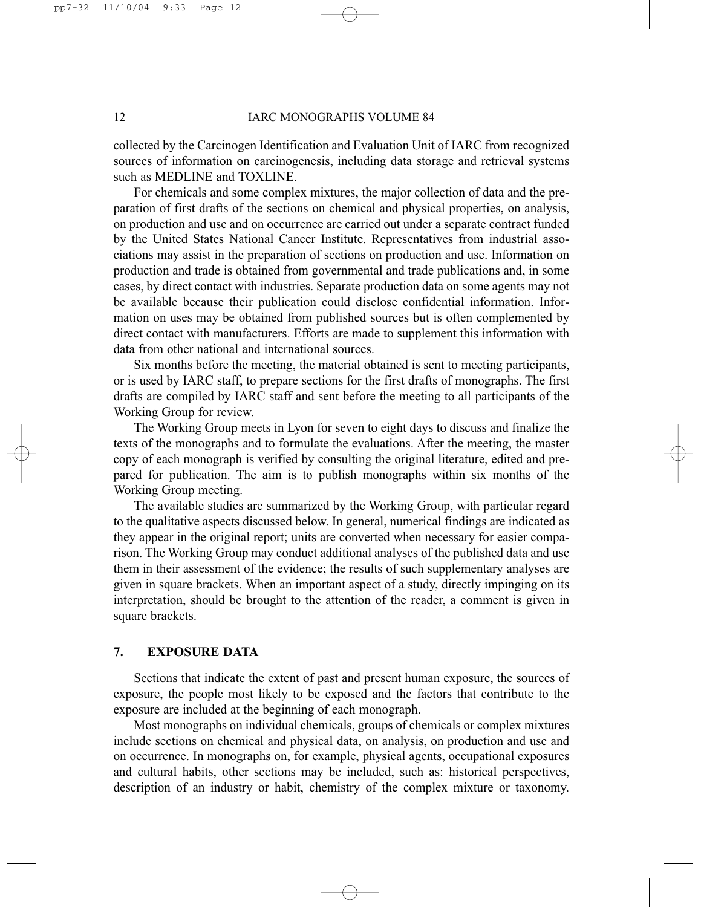collected by the Carcinogen Identification and Evaluation Unit of IARC from recognized sources of information on carcinogenesis, including data storage and retrieval systems such as MEDLINE and TOXLINE.

For chemicals and some complex mixtures, the major collection of data and the preparation of first drafts of the sections on chemical and physical properties, on analysis, on production and use and on occurrence are carried out under a separate contract funded by the United States National Cancer Institute. Representatives from industrial associations may assist in the preparation of sections on production and use. Information on production and trade is obtained from governmental and trade publications and, in some cases, by direct contact with industries. Separate production data on some agents may not be available because their publication could disclose confidential information. Information on uses may be obtained from published sources but is often complemented by direct contact with manufacturers. Efforts are made to supplement this information with data from other national and international sources.

Six months before the meeting, the material obtained is sent to meeting participants, or is used by IARC staff, to prepare sections for the first drafts of monographs. The first drafts are compiled by IARC staff and sent before the meeting to all participants of the Working Group for review.

The Working Group meets in Lyon for seven to eight days to discuss and finalize the texts of the monographs and to formulate the evaluations. After the meeting, the master copy of each monograph is verified by consulting the original literature, edited and prepared for publication. The aim is to publish monographs within six months of the Working Group meeting.

The available studies are summarized by the Working Group, with particular regard to the qualitative aspects discussed below. In general, numerical findings are indicated as they appear in the original report; units are converted when necessary for easier comparison. The Working Group may conduct additional analyses of the published data and use them in their assessment of the evidence; the results of such supplementary analyses are given in square brackets. When an important aspect of a study, directly impinging on its interpretation, should be brought to the attention of the reader, a comment is given in square brackets.

## 7. EXPOSURE DATA

Sections that indicate the extent of past and present human exposure, the sources of exposure, the people most likely to be exposed and the factors that contribute to the exposure are included at the beginning of each monograph.

Most monographs on individual chemicals, groups of chemicals or complex mixtures include sections on chemical and physical data, on analysis, on production and use and on occurrence. In monographs on, for example, physical agents, occupational exposures and cultural habits, other sections may be included, such as: historical perspectives, description of an industry or habit, chemistry of the complex mixture or taxonomy.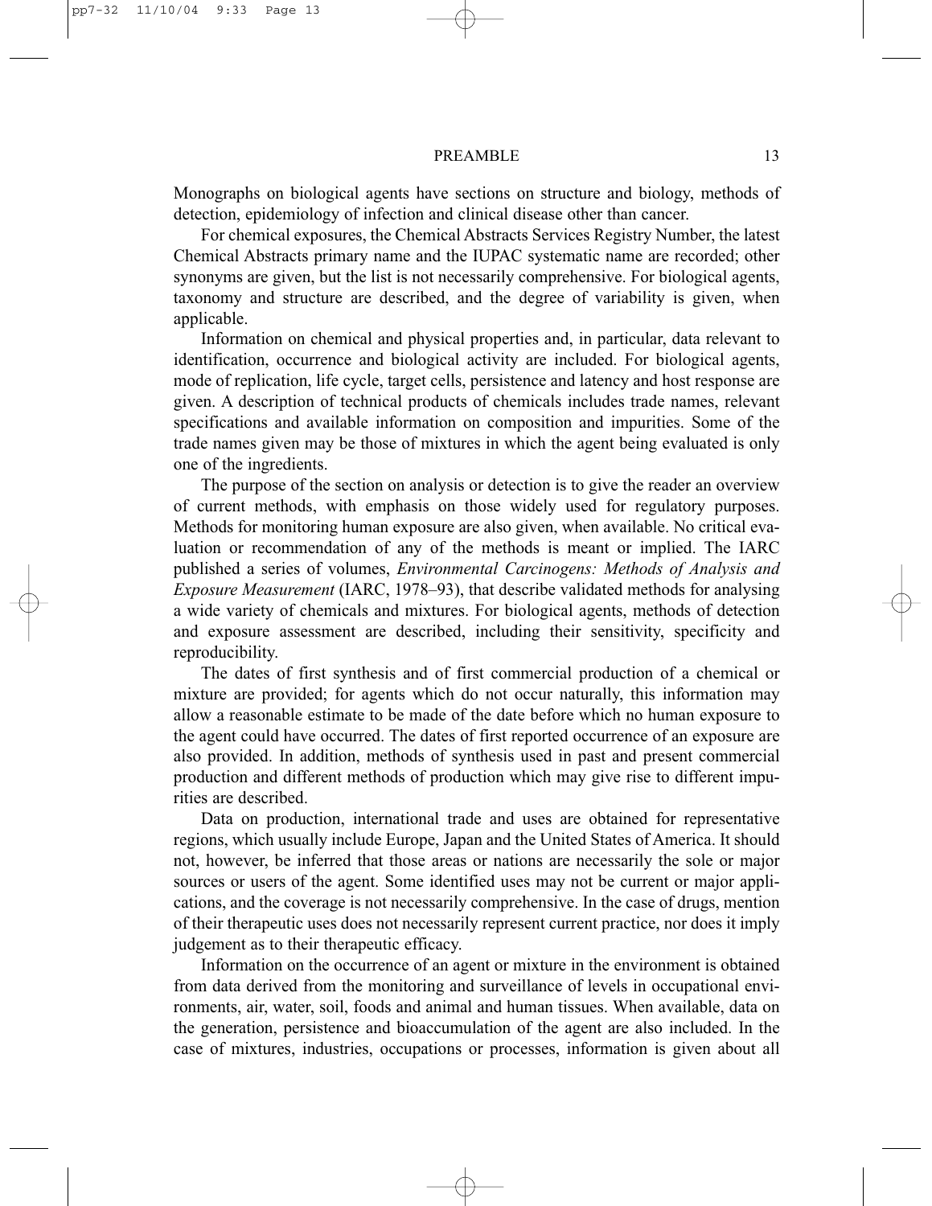Monographs on biological agents have sections on structure and biology, methods of detection, epidemiology of infection and clinical disease other than cancer.

For chemical exposures, the Chemical Abstracts Services Registry Number, the latest Chemical Abstracts primary name and the IUPAC systematic name are recorded; other synonyms are given, but the list is not necessarily comprehensive. For biological agents, taxonomy and structure are described, and the degree of variability is given, when applicable.

Information on chemical and physical properties and, in particular, data relevant to identification, occurrence and biological activity are included. For biological agents, mode of replication, life cycle, target cells, persistence and latency and host response are given. A description of technical products of chemicals includes trade names, relevant specifications and available information on composition and impurities. Some of the trade names given may be those of mixtures in which the agent being evaluated is only one of the ingredients.

The purpose of the section on analysis or detection is to give the reader an overview of current methods, with emphasis on those widely used for regulatory purposes. Methods for monitoring human exposure are also given, when available. No critical evaluation or recommendation of any of the methods is meant or implied. The IARC published a series of volumes, *Environmental Carcinogens: Methods of Analysis and Exposure Measurement* (IARC, 1978–93), that describe validated methods for analysing a wide variety of chemicals and mixtures. For biological agents, methods of detection and exposure assessment are described, including their sensitivity, specificity and reproducibility.

The dates of first synthesis and of first commercial production of a chemical or mixture are provided; for agents which do not occur naturally, this information may allow a reasonable estimate to be made of the date before which no human exposure to the agent could have occurred. The dates of first reported occurrence of an exposure are also provided. In addition, methods of synthesis used in past and present commercial production and different methods of production which may give rise to different impurities are described.

Data on production, international trade and uses are obtained for representative regions, which usually include Europe, Japan and the United States of America. It should not, however, be inferred that those areas or nations are necessarily the sole or major sources or users of the agent. Some identified uses may not be current or major applications, and the coverage is not necessarily comprehensive. In the case of drugs, mention of their therapeutic uses does not necessarily represent current practice, nor does it imply judgement as to their therapeutic efficacy.

Information on the occurrence of an agent or mixture in the environment is obtained from data derived from the monitoring and surveillance of levels in occupational environments, air, water, soil, foods and animal and human tissues. When available, data on the generation, persistence and bioaccumulation of the agent are also included. In the case of mixtures, industries, occupations or processes, information is given about all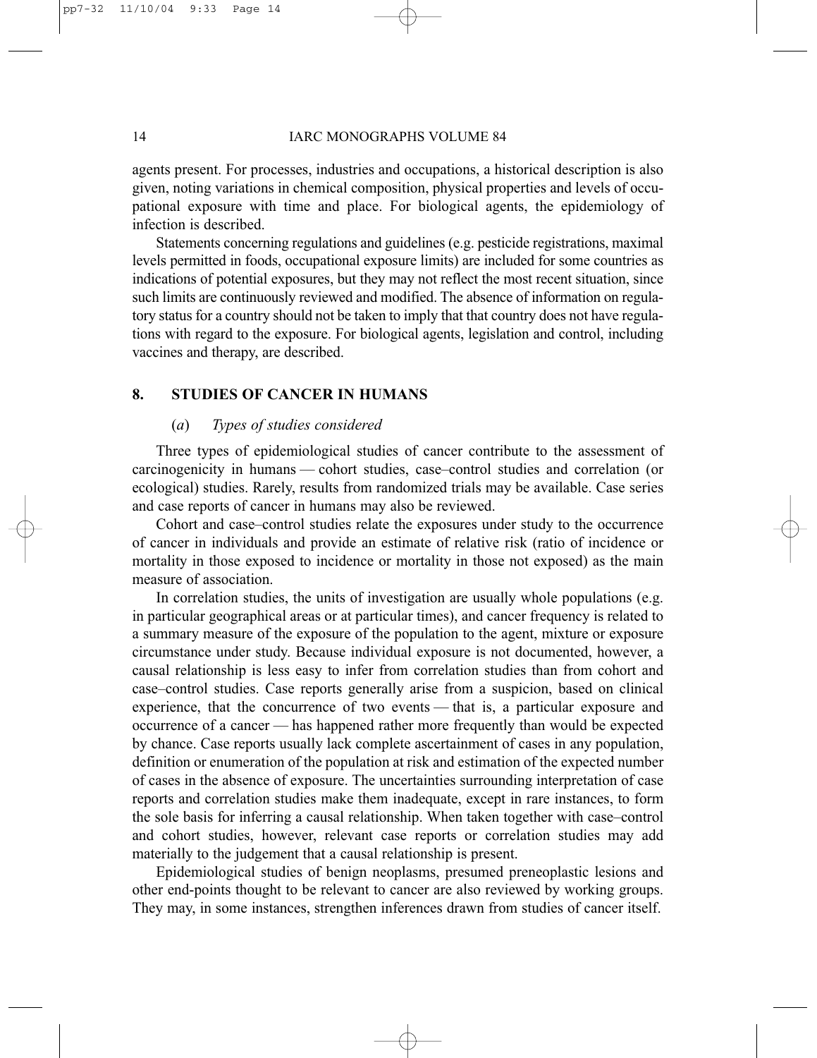agents present. For processes, industries and occupations, a historical description is also given, noting variations in chemical composition, physical properties and levels of occupational exposure with time and place. For biological agents, the epidemiology of infection is described.

Statements concerning regulations and guidelines (e.g. pesticide registrations, maximal levels permitted in foods, occupational exposure limits) are included for some countries as indications of potential exposures, but they may not reflect the most recent situation, since such limits are continuously reviewed and modified. The absence of information on regulatory status for a country should not be taken to imply that that country does not have regulations with regard to the exposure. For biological agents, legislation and control, including vaccines and therapy, are described.

## 8. STUDIES OF CANCER IN HUMANS

### (*a*) *Types of studies considered*

Three types of epidemiological studies of cancer contribute to the assessment of carcinogenicity in humans — cohort studies, case–control studies and correlation (or ecological) studies. Rarely, results from randomized trials may be available. Case series and case reports of cancer in humans may also be reviewed.

Cohort and case–control studies relate the exposures under study to the occurrence of cancer in individuals and provide an estimate of relative risk (ratio of incidence or mortality in those exposed to incidence or mortality in those not exposed) as the main measure of association.

In correlation studies, the units of investigation are usually whole populations (e.g. in particular geographical areas or at particular times), and cancer frequency is related to a summary measure of the exposure of the population to the agent, mixture or exposure circumstance under study. Because individual exposure is not documented, however, a causal relationship is less easy to infer from correlation studies than from cohort and case–control studies. Case reports generally arise from a suspicion, based on clinical experience, that the concurrence of two events — that is, a particular exposure and occurrence of a cancer — has happened rather more frequently than would be expected by chance. Case reports usually lack complete ascertainment of cases in any population, definition or enumeration of the population at risk and estimation of the expected number of cases in the absence of exposure. The uncertainties surrounding interpretation of case reports and correlation studies make them inadequate, except in rare instances, to form the sole basis for inferring a causal relationship. When taken together with case–control and cohort studies, however, relevant case reports or correlation studies may add materially to the judgement that a causal relationship is present.

Epidemiological studies of benign neoplasms, presumed preneoplastic lesions and other end-points thought to be relevant to cancer are also reviewed by working groups. They may, in some instances, strengthen inferences drawn from studies of cancer itself.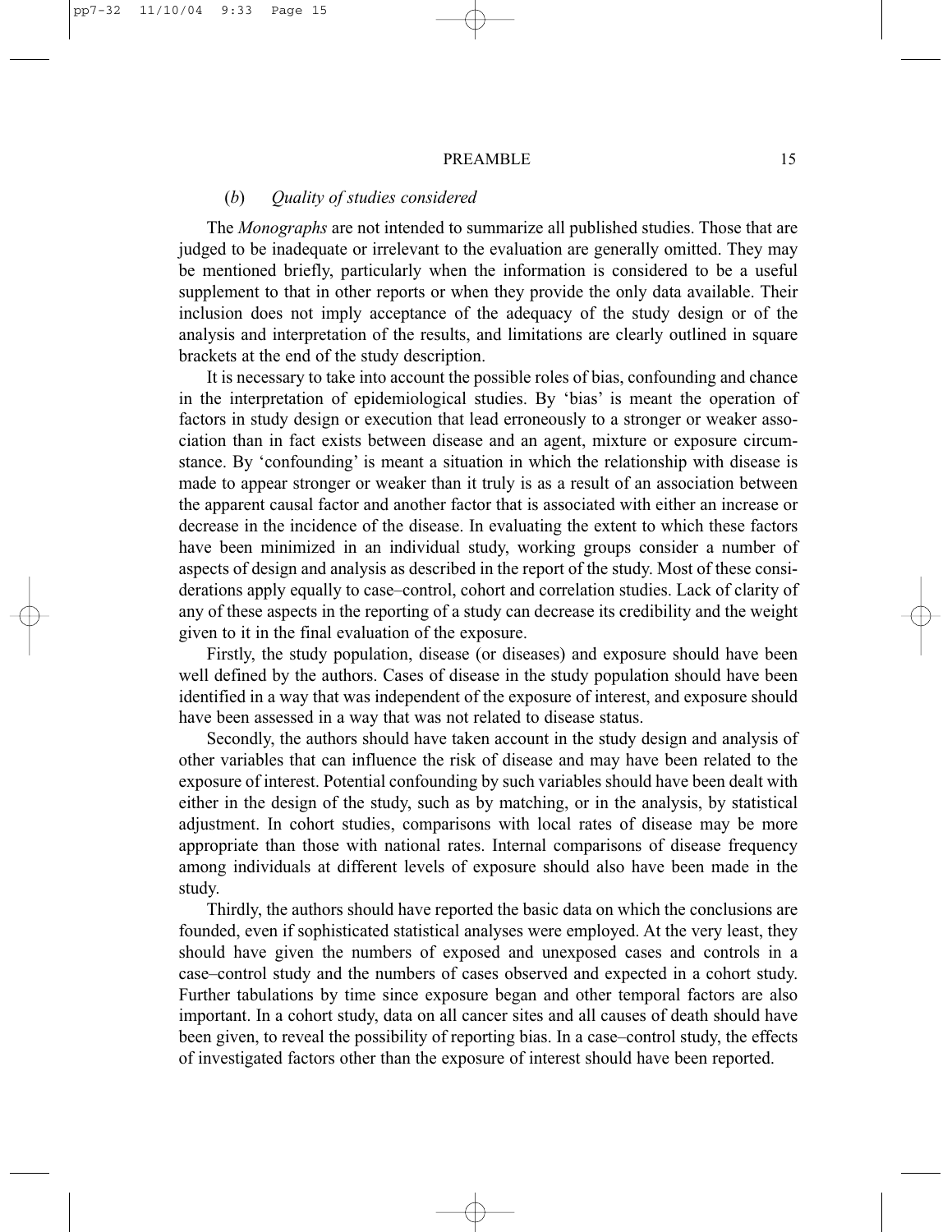### (*b*) *Quality of studies considered*

The *Monographs* are not intended to summarize all published studies. Those that are judged to be inadequate or irrelevant to the evaluation are generally omitted. They may be mentioned briefly, particularly when the information is considered to be a useful supplement to that in other reports or when they provide the only data available. Their inclusion does not imply acceptance of the adequacy of the study design or of the analysis and interpretation of the results, and limitations are clearly outlined in square brackets at the end of the study description.

It is necessary to take into account the possible roles of bias, confounding and chance in the interpretation of epidemiological studies. By 'bias' is meant the operation of factors in study design or execution that lead erroneously to a stronger or weaker association than in fact exists between disease and an agent, mixture or exposure circumstance. By 'confounding' is meant a situation in which the relationship with disease is made to appear stronger or weaker than it truly is as a result of an association between the apparent causal factor and another factor that is associated with either an increase or decrease in the incidence of the disease. In evaluating the extent to which these factors have been minimized in an individual study, working groups consider a number of aspects of design and analysis as described in the report of the study. Most of these considerations apply equally to case–control, cohort and correlation studies. Lack of clarity of any of these aspects in the reporting of a study can decrease its credibility and the weight given to it in the final evaluation of the exposure.

Firstly, the study population, disease (or diseases) and exposure should have been well defined by the authors. Cases of disease in the study population should have been identified in a way that was independent of the exposure of interest, and exposure should have been assessed in a way that was not related to disease status.

Secondly, the authors should have taken account in the study design and analysis of other variables that can influence the risk of disease and may have been related to the exposure of interest. Potential confounding by such variables should have been dealt with either in the design of the study, such as by matching, or in the analysis, by statistical adjustment. In cohort studies, comparisons with local rates of disease may be more appropriate than those with national rates. Internal comparisons of disease frequency among individuals at different levels of exposure should also have been made in the study.

Thirdly, the authors should have reported the basic data on which the conclusions are founded, even if sophisticated statistical analyses were employed. At the very least, they should have given the numbers of exposed and unexposed cases and controls in a case–control study and the numbers of cases observed and expected in a cohort study. Further tabulations by time since exposure began and other temporal factors are also important. In a cohort study, data on all cancer sites and all causes of death should have been given, to reveal the possibility of reporting bias. In a case–control study, the effects of investigated factors other than the exposure of interest should have been reported.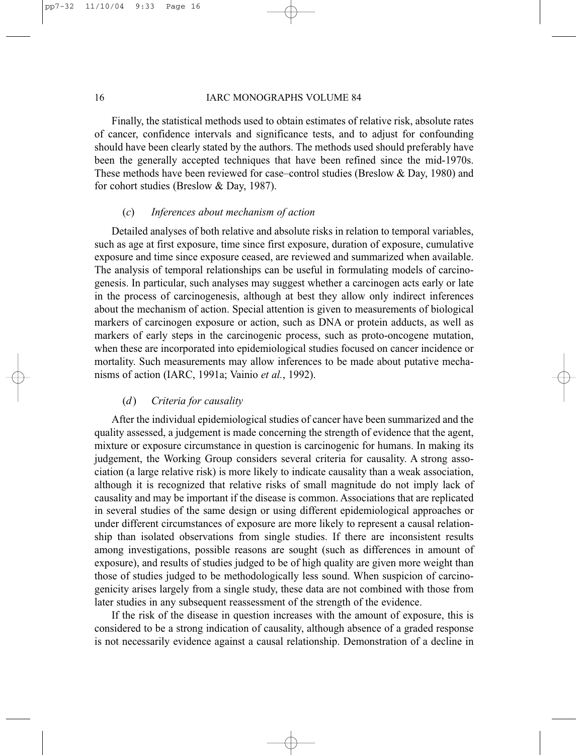Finally, the statistical methods used to obtain estimates of relative risk, absolute rates of cancer, confidence intervals and significance tests, and to adjust for confounding should have been clearly stated by the authors. The methods used should preferably have been the generally accepted techniques that have been refined since the mid-1970s. These methods have been reviewed for case–control studies (Breslow & Day, 1980) and for cohort studies (Breslow & Day, 1987).

### (*c*) *Inferences about mechanism of action*

Detailed analyses of both relative and absolute risks in relation to temporal variables, such as age at first exposure, time since first exposure, duration of exposure, cumulative exposure and time since exposure ceased, are reviewed and summarized when available. The analysis of temporal relationships can be useful in formulating models of carcinogenesis. In particular, such analyses may suggest whether a carcinogen acts early or late in the process of carcinogenesis, although at best they allow only indirect inferences about the mechanism of action. Special attention is given to measurements of biological markers of carcinogen exposure or action, such as DNA or protein adducts, as well as markers of early steps in the carcinogenic process, such as proto-oncogene mutation, when these are incorporated into epidemiological studies focused on cancer incidence or mortality. Such measurements may allow inferences to be made about putative mechanisms of action (IARC, 1991a; Vainio *et al.*, 1992).

### (*d*) *Criteria for causality*

After the individual epidemiological studies of cancer have been summarized and the quality assessed, a judgement is made concerning the strength of evidence that the agent, mixture or exposure circumstance in question is carcinogenic for humans. In making its judgement, the Working Group considers several criteria for causality. A strong association (a large relative risk) is more likely to indicate causality than a weak association, although it is recognized that relative risks of small magnitude do not imply lack of causality and may be important if the disease is common. Associations that are replicated in several studies of the same design or using different epidemiological approaches or under different circumstances of exposure are more likely to represent a causal relationship than isolated observations from single studies. If there are inconsistent results among investigations, possible reasons are sought (such as differences in amount of exposure), and results of studies judged to be of high quality are given more weight than those of studies judged to be methodologically less sound. When suspicion of carcinogenicity arises largely from a single study, these data are not combined with those from later studies in any subsequent reassessment of the strength of the evidence.

If the risk of the disease in question increases with the amount of exposure, this is considered to be a strong indication of causality, although absence of a graded response is not necessarily evidence against a causal relationship. Demonstration of a decline in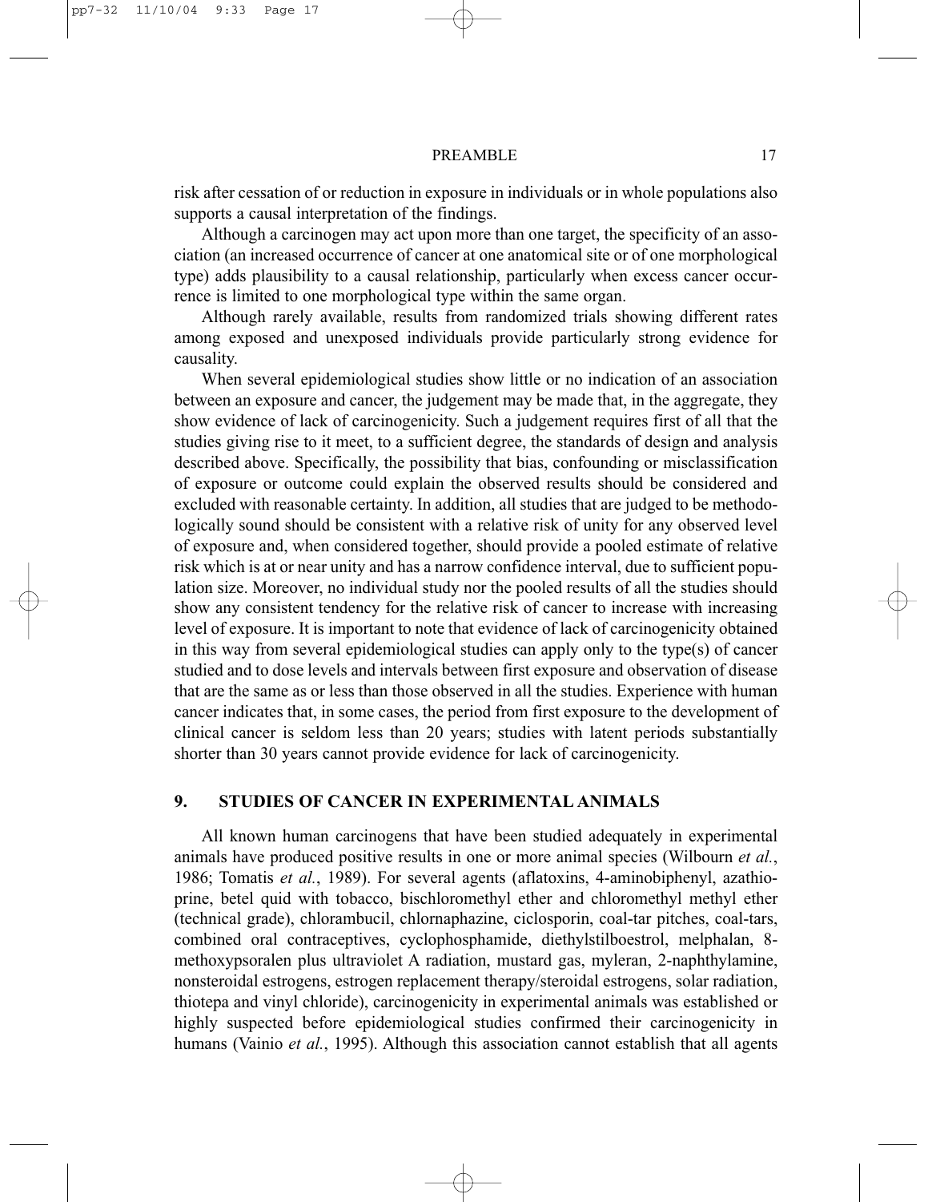risk after cessation of or reduction in exposure in individuals or in whole populations also supports a causal interpretation of the findings.

Although a carcinogen may act upon more than one target, the specificity of an association (an increased occurrence of cancer at one anatomical site or of one morphological type) adds plausibility to a causal relationship, particularly when excess cancer occurrence is limited to one morphological type within the same organ.

Although rarely available, results from randomized trials showing different rates among exposed and unexposed individuals provide particularly strong evidence for causality.

When several epidemiological studies show little or no indication of an association between an exposure and cancer, the judgement may be made that, in the aggregate, they show evidence of lack of carcinogenicity. Such a judgement requires first of all that the studies giving rise to it meet, to a sufficient degree, the standards of design and analysis described above. Specifically, the possibility that bias, confounding or misclassification of exposure or outcome could explain the observed results should be considered and excluded with reasonable certainty. In addition, all studies that are judged to be methodologically sound should be consistent with a relative risk of unity for any observed level of exposure and, when considered together, should provide a pooled estimate of relative risk which is at or near unity and has a narrow confidence interval, due to sufficient population size. Moreover, no individual study nor the pooled results of all the studies should show any consistent tendency for the relative risk of cancer to increase with increasing level of exposure. It is important to note that evidence of lack of carcinogenicity obtained in this way from several epidemiological studies can apply only to the type(s) of cancer studied and to dose levels and intervals between first exposure and observation of disease that are the same as or less than those observed in all the studies. Experience with human cancer indicates that, in some cases, the period from first exposure to the development of clinical cancer is seldom less than 20 years; studies with latent periods substantially shorter than 30 years cannot provide evidence for lack of carcinogenicity.

## 9. STUDIES OF CANCER IN EXPERIMENTAL ANIMALS

All known human carcinogens that have been studied adequately in experimental animals have produced positive results in one or more animal species (Wilbourn *et al.*, 1986; Tomatis *et al.*, 1989). For several agents (aflatoxins, 4-aminobiphenyl, azathioprine, betel quid with tobacco, bischloromethyl ether and chloromethyl methyl ether (technical grade), chlorambucil, chlornaphazine, ciclosporin, coal-tar pitches, coal-tars, combined oral contraceptives, cyclophosphamide, diethylstilboestrol, melphalan, 8-methoxypsoralen plus ultraviolet A radiation, mustard gas, myleran, 2-naphthylamine, nonsteroidal estrogens, estrogen replacement therapy/steroidal estrogens, solar radiation, thiotepa and vinyl chloride), carcinogenicity in experimental animals was established or highly suspected before epidemiological studies confirmed their carcinogenicity in humans (Vainio *et al.*, 1995). Although this association cannot establish that all agents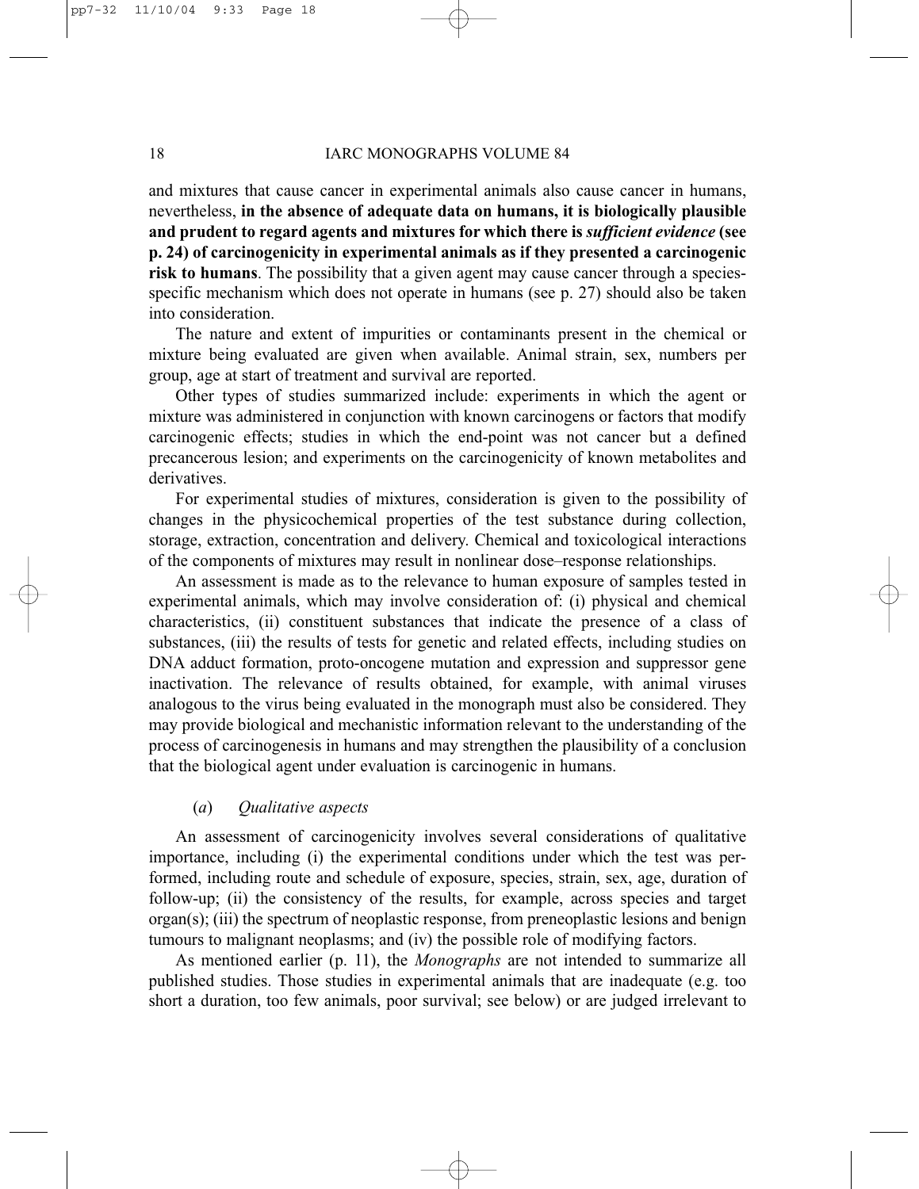and mixtures that cause cancer in experimental animals also cause cancer in humans, nevertheless, **in the absence of adequate data on humans, it is biologically plausible and prudent to regard agents and mixtures for which there is *sufficient evidence* (see p. 24) of carcinogenicity in experimental animals as if they presented a carcinogenic risk to humans**. The possibility that a given agent may cause cancer through a species-specific mechanism which does not operate in humans (see p. 27) should also be taken into consideration.

The nature and extent of impurities or contaminants present in the chemical or mixture being evaluated are given when available. Animal strain, sex, numbers per group, age at start of treatment and survival are reported.

Other types of studies summarized include: experiments in which the agent or mixture was administered in conjunction with known carcinogens or factors that modify carcinogenic effects; studies in which the end-point was not cancer but a defined precancerous lesion; and experiments on the carcinogenicity of known metabolites and derivatives.

For experimental studies of mixtures, consideration is given to the possibility of changes in the physicochemical properties of the test substance during collection, storage, extraction, concentration and delivery. Chemical and toxicological interactions of the components of mixtures may result in nonlinear dose–response relationships.

An assessment is made as to the relevance to human exposure of samples tested in experimental animals, which may involve consideration of: (i) physical and chemical characteristics, (ii) constituent substances that indicate the presence of a class of substances, (iii) the results of tests for genetic and related effects, including studies on DNA adduct formation, proto-oncogene mutation and expression and suppressor gene inactivation. The relevance of results obtained, for example, with animal viruses analogous to the virus being evaluated in the monograph must also be considered. They may provide biological and mechanistic information relevant to the understanding of the process of carcinogenesis in humans and may strengthen the plausibility of a conclusion that the biological agent under evaluation is carcinogenic in humans.

#### (*a*) *Qualitative aspects*

An assessment of carcinogenicity involves several considerations of qualitative importance, including (i) the experimental conditions under which the test was performed, including route and schedule of exposure, species, strain, sex, age, duration of follow-up; (ii) the consistency of the results, for example, across species and target organ(s); (iii) the spectrum of neoplastic response, from preneoplastic lesions and benign tumours to malignant neoplasms; and (iv) the possible role of modifying factors.

As mentioned earlier (p. 11), the *Monographs* are not intended to summarize all published studies. Those studies in experimental animals that are inadequate (e.g. too short a duration, too few animals, poor survival; see below) or are judged irrelevant to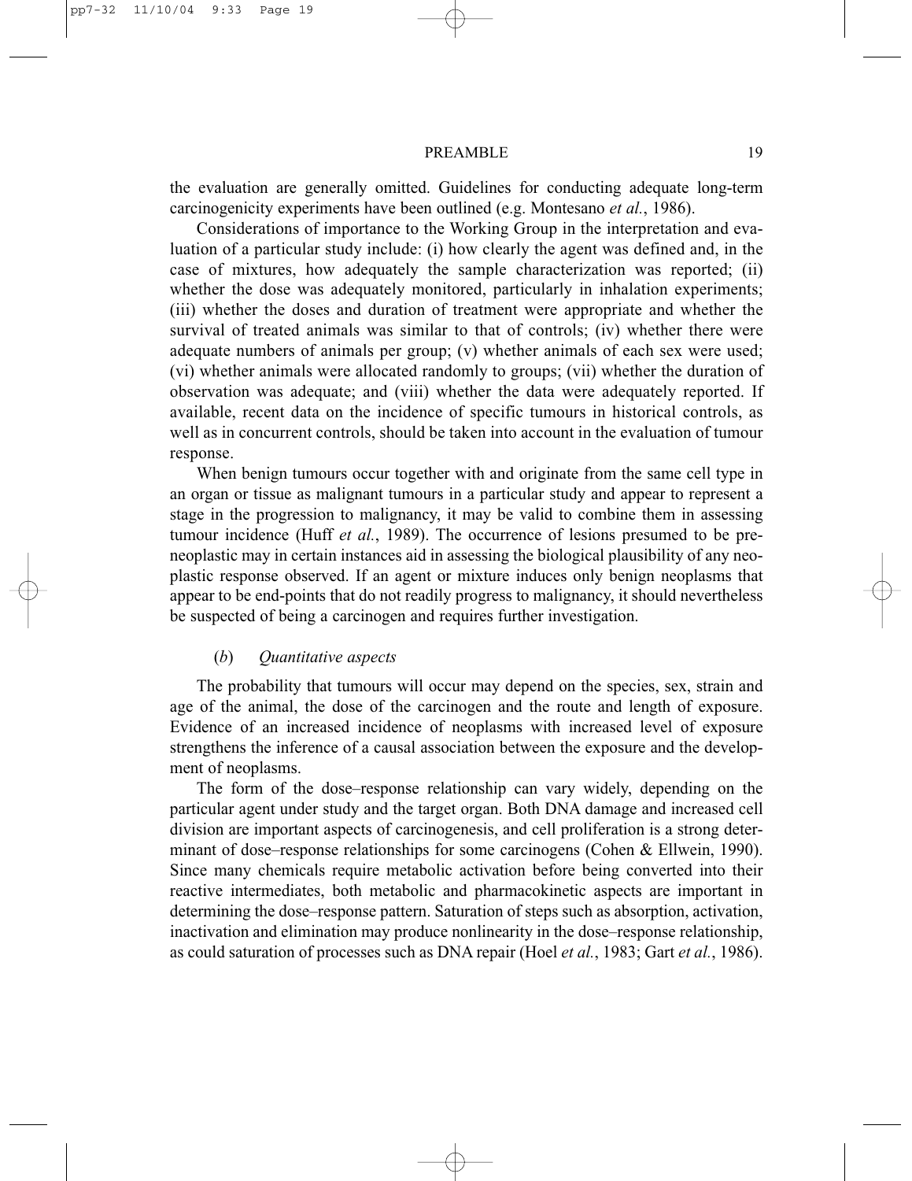the evaluation are generally omitted. Guidelines for conducting adequate long-term carcinogenicity experiments have been outlined (e.g. Montesano *et al.*, 1986).

Considerations of importance to the Working Group in the interpretation and evaluation of a particular study include: (i) how clearly the agent was defined and, in the case of mixtures, how adequately the sample characterization was reported; (ii) whether the dose was adequately monitored, particularly in inhalation experiments; (iii) whether the doses and duration of treatment were appropriate and whether the survival of treated animals was similar to that of controls; (iv) whether there were adequate numbers of animals per group; (v) whether animals of each sex were used; (vi) whether animals were allocated randomly to groups; (vii) whether the duration of observation was adequate; and (viii) whether the data were adequately reported. If available, recent data on the incidence of specific tumours in historical controls, as well as in concurrent controls, should be taken into account in the evaluation of tumour response.

When benign tumours occur together with and originate from the same cell type in an organ or tissue as malignant tumours in a particular study and appear to represent a stage in the progression to malignancy, it may be valid to combine them in assessing tumour incidence (Huff *et al.*, 1989). The occurrence of lesions presumed to be preneoplastic may in certain instances aid in assessing the biological plausibility of any neoplastic response observed. If an agent or mixture induces only benign neoplasms that appear to be end-points that do not readily progress to malignancy, it should nevertheless be suspected of being a carcinogen and requires further investigation.

(*b*) *Quantitative aspects*

The probability that tumours will occur may depend on the species, sex, strain and age of the animal, the dose of the carcinogen and the route and length of exposure. Evidence of an increased incidence of neoplasms with increased level of exposure strengthens the inference of a causal association between the exposure and the development of neoplasms.

The form of the dose–response relationship can vary widely, depending on the particular agent under study and the target organ. Both DNA damage and increased cell division are important aspects of carcinogenesis, and cell proliferation is a strong determinant of dose–response relationships for some carcinogens (Cohen & Ellwein, 1990). Since many chemicals require metabolic activation before being converted into their reactive intermediates, both metabolic and pharmacokinetic aspects are important in determining the dose–response pattern. Saturation of steps such as absorption, activation, inactivation and elimination may produce nonlinearity in the dose–response relationship, as could saturation of processes such as DNA repair (Hoel *et al.*, 1983; Gart *et al.*, 1986).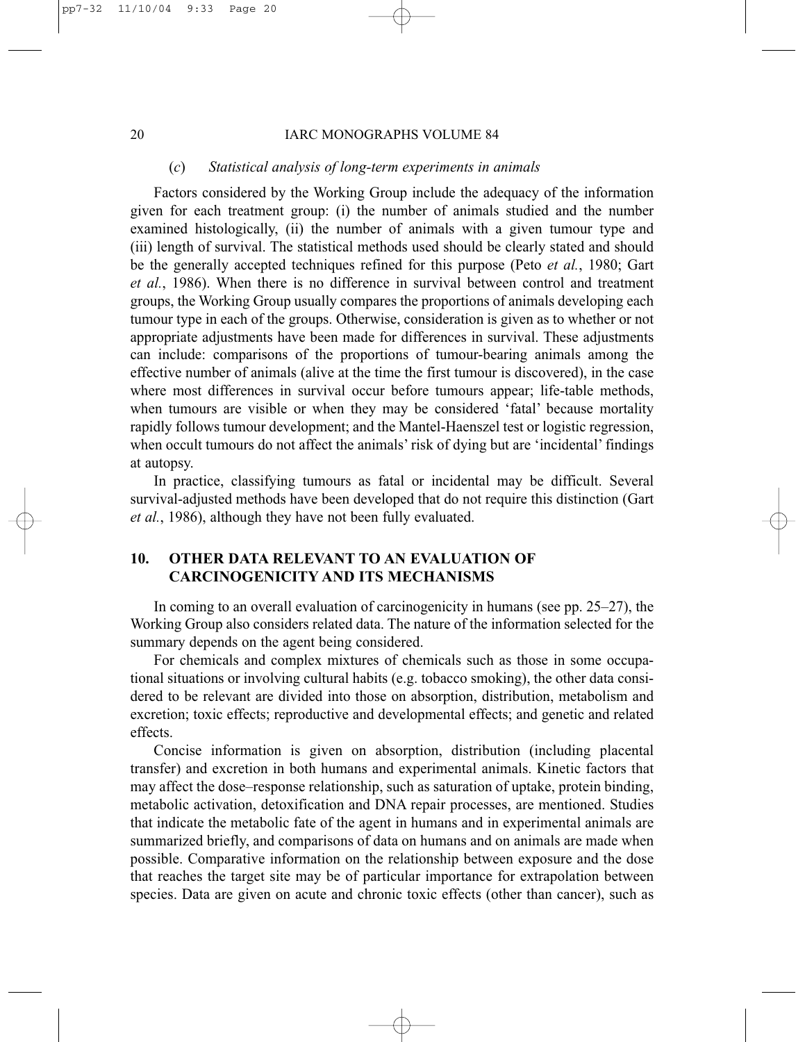(*c*) *Statistical analysis of long-term experiments in animals*

Factors considered by the Working Group include the adequacy of the information given for each treatment group: (i) the number of animals studied and the number examined histologically, (ii) the number of animals with a given tumour type and (iii) length of survival. The statistical methods used should be clearly stated and should be the generally accepted techniques refined for this purpose (Peto *et al.*, 1980; Gart *et al.*, 1986). When there is no difference in survival between control and treatment groups, the Working Group usually compares the proportions of animals developing each tumour type in each of the groups. Otherwise, consideration is given as to whether or not appropriate adjustments have been made for differences in survival. These adjustments can include: comparisons of the proportions of tumour-bearing animals among the effective number of animals (alive at the time the first tumour is discovered), in the case where most differences in survival occur before tumours appear; life-table methods, when tumours are visible or when they may be considered 'fatal' because mortality rapidly follows tumour development; and the Mantel-Haenszel test or logistic regression, when occult tumours do not affect the animals' risk of dying but are 'incidental' findings at autopsy.

In practice, classifying tumours as fatal or incidental may be difficult. Several survival-adjusted methods have been developed that do not require this distinction (Gart *et al.*, 1986), although they have not been fully evaluated.

## 10. OTHER DATA RELEVANT TO AN EVALUATION OF CARCINOGENICITY AND ITS MECHANISMS

In coming to an overall evaluation of carcinogenicity in humans (see pp. 25–27), the Working Group also considers related data. The nature of the information selected for the summary depends on the agent being considered.

For chemicals and complex mixtures of chemicals such as those in some occupational situations or involving cultural habits (e.g. tobacco smoking), the other data considered to be relevant are divided into those on absorption, distribution, metabolism and excretion; toxic effects; reproductive and developmental effects; and genetic and related effects.

Concise information is given on absorption, distribution (including placental transfer) and excretion in both humans and experimental animals. Kinetic factors that may affect the dose–response relationship, such as saturation of uptake, protein binding, metabolic activation, detoxification and DNA repair processes, are mentioned. Studies that indicate the metabolic fate of the agent in humans and in experimental animals are summarized briefly, and comparisons of data on humans and on animals are made when possible. Comparative information on the relationship between exposure and the dose that reaches the target site may be of particular importance for extrapolation between species. Data are given on acute and chronic toxic effects (other than cancer), such as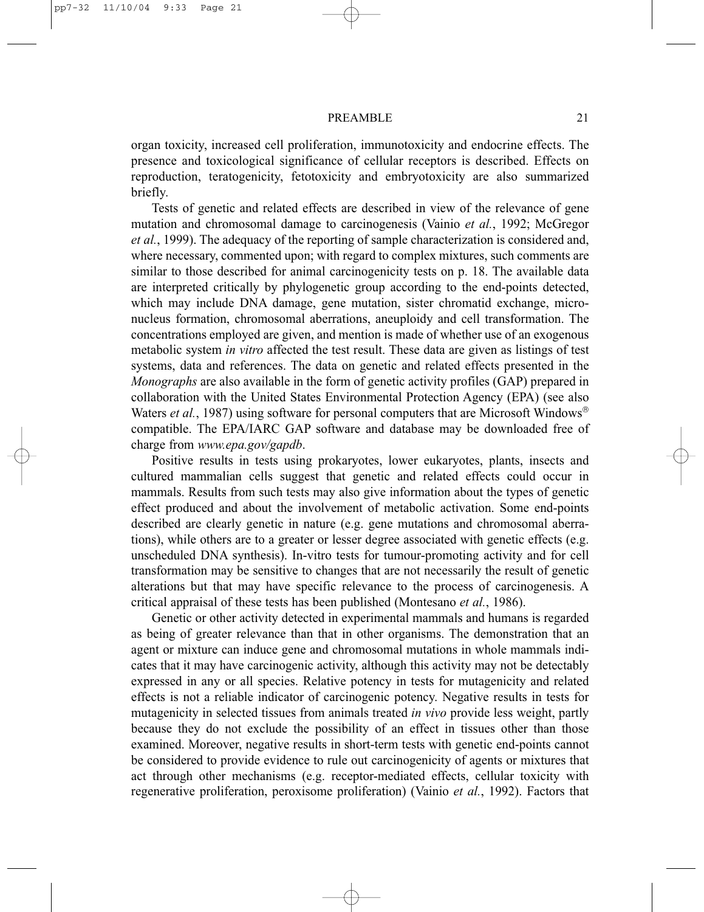organ toxicity, increased cell proliferation, immunotoxicity and endocrine effects. The presence and toxicological significance of cellular receptors is described. Effects on reproduction, teratogenicity, fetotoxicity and embryotoxicity are also summarized briefly.

Tests of genetic and related effects are described in view of the relevance of gene mutation and chromosomal damage to carcinogenesis (Vainio *et al.*, 1992; McGregor *et al.*, 1999). The adequacy of the reporting of sample characterization is considered and, where necessary, commented upon; with regard to complex mixtures, such comments are similar to those described for animal carcinogenicity tests on p. 18. The available data are interpreted critically by phylogenetic group according to the end-points detected, which may include DNA damage, gene mutation, sister chromatid exchange, micronucleus formation, chromosomal aberrations, aneuploidy and cell transformation. The concentrations employed are given, and mention is made of whether use of an exogenous metabolic system *in vitro* affected the test result. These data are given as listings of test systems, data and references. The data on genetic and related effects presented in the *Monographs* are also available in the form of genetic activity profiles (GAP) prepared in collaboration with the United States Environmental Protection Agency (EPA) (see also Waters *et al.*, 1987) using software for personal computers that are Microsoft Windows® compatible. The EPA/IARC GAP software and database may be downloaded free of charge from *www.epa.gov/gapdb*.

Positive results in tests using prokaryotes, lower eukaryotes, plants, insects and cultured mammalian cells suggest that genetic and related effects could occur in mammals. Results from such tests may also give information about the types of genetic effect produced and about the involvement of metabolic activation. Some end-points described are clearly genetic in nature (e.g. gene mutations and chromosomal aberrations), while others are to a greater or lesser degree associated with genetic effects (e.g. unscheduled DNA synthesis). In-vitro tests for tumour-promoting activity and for cell transformation may be sensitive to changes that are not necessarily the result of genetic alterations but that may have specific relevance to the process of carcinogenesis. A critical appraisal of these tests has been published (Montesano *et al.*, 1986).

Genetic or other activity detected in experimental mammals and humans is regarded as being of greater relevance than that in other organisms. The demonstration that an agent or mixture can induce gene and chromosomal mutations in whole mammals indicates that it may have carcinogenic activity, although this activity may not be detectably expressed in any or all species. Relative potency in tests for mutagenicity and related effects is not a reliable indicator of carcinogenic potency. Negative results in tests for mutagenicity in selected tissues from animals treated *in vivo* provide less weight, partly because they do not exclude the possibility of an effect in tissues other than those examined. Moreover, negative results in short-term tests with genetic end-points cannot be considered to provide evidence to rule out carcinogenicity of agents or mixtures that act through other mechanisms (e.g. receptor-mediated effects, cellular toxicity with regenerative proliferation, peroxisome proliferation) (Vainio *et al.*, 1992). Factors that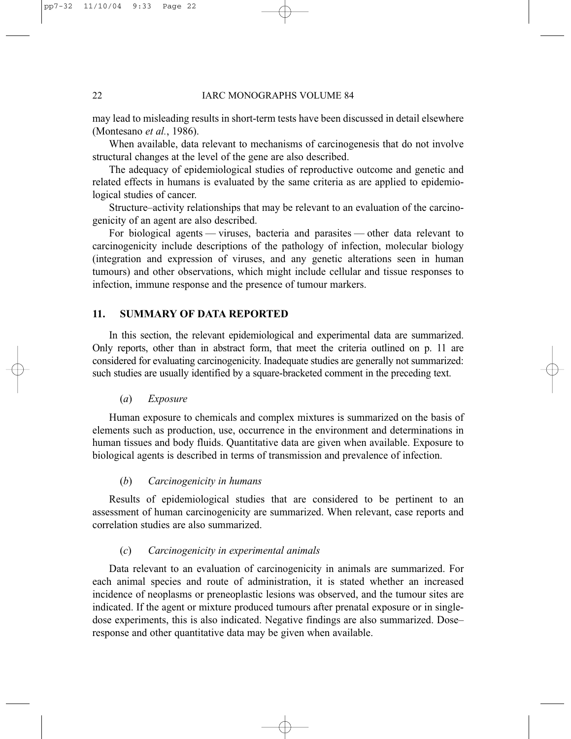may lead to misleading results in short-term tests have been discussed in detail elsewhere (Montesano *et al.*, 1986).

When available, data relevant to mechanisms of carcinogenesis that do not involve structural changes at the level of the gene are also described.

The adequacy of epidemiological studies of reproductive outcome and genetic and related effects in humans is evaluated by the same criteria as are applied to epidemiological studies of cancer.

Structure–activity relationships that may be relevant to an evaluation of the carcinogenicity of an agent are also described.

For biological agents — viruses, bacteria and parasites — other data relevant to carcinogenicity include descriptions of the pathology of infection, molecular biology (integration and expression of viruses, and any genetic alterations seen in human tumours) and other observations, which might include cellular and tissue responses to infection, immune response and the presence of tumour markers.

## 11. SUMMARY OF DATA REPORTED

In this section, the relevant epidemiological and experimental data are summarized. Only reports, other than in abstract form, that meet the criteria outlined on p. 11 are considered for evaluating carcinogenicity. Inadequate studies are generally not summarized: such studies are usually identified by a square-bracketed comment in the preceding text.

### (*a*) *Exposure*

Human exposure to chemicals and complex mixtures is summarized on the basis of elements such as production, use, occurrence in the environment and determinations in human tissues and body fluids. Quantitative data are given when available. Exposure to biological agents is described in terms of transmission and prevalence of infection.

### (*b*) *Carcinogenicity in humans*

Results of epidemiological studies that are considered to be pertinent to an assessment of human carcinogenicity are summarized. When relevant, case reports and correlation studies are also summarized.

### (*c*) *Carcinogenicity in experimental animals*

Data relevant to an evaluation of carcinogenicity in animals are summarized. For each animal species and route of administration, it is stated whether an increased incidence of neoplasms or preneoplastic lesions was observed, and the tumour sites are indicated. If the agent or mixture produced tumours after prenatal exposure or in single-dose experiments, this is also indicated. Negative findings are also summarized. Dose–response and other quantitative data may be given when available.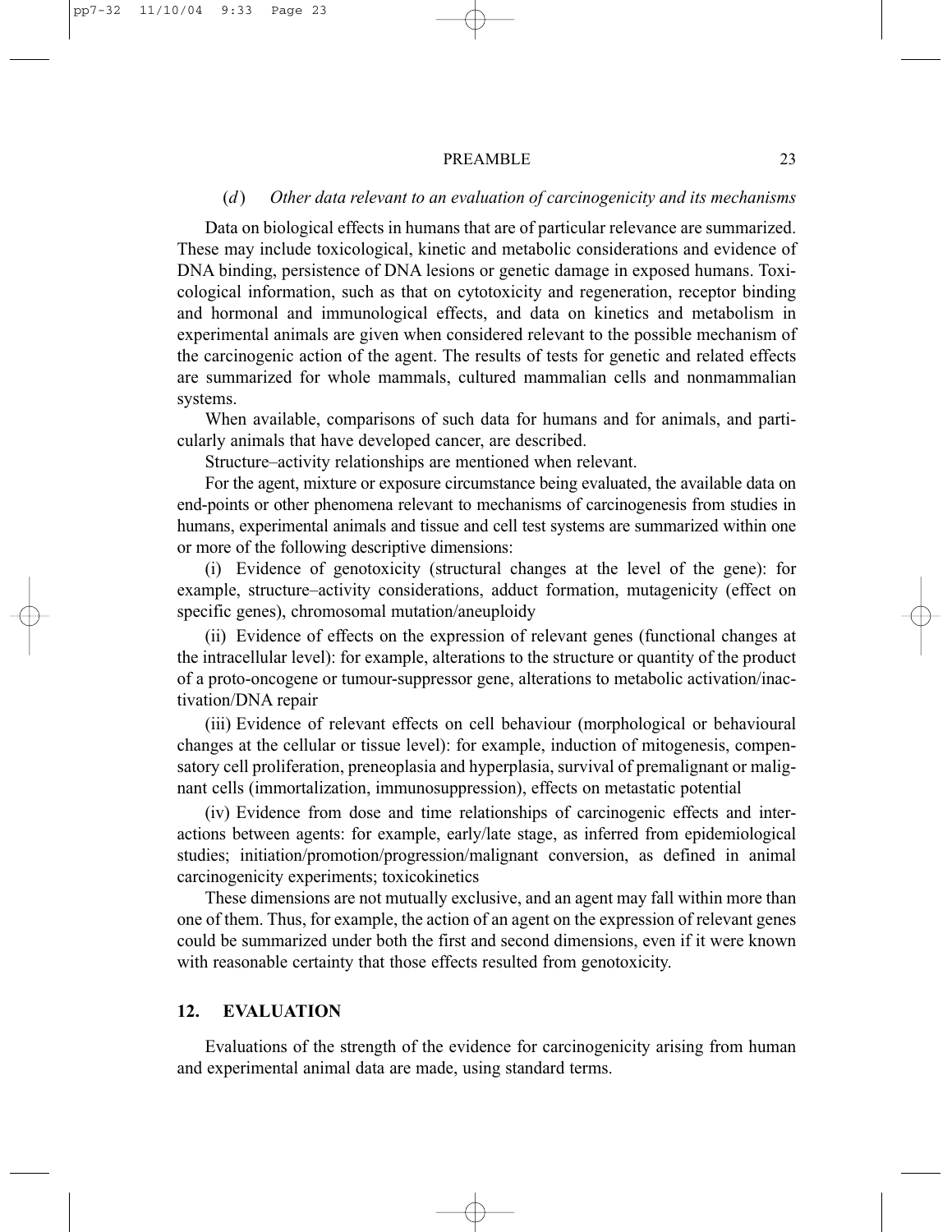### (*d*) *Other data relevant to an evaluation of carcinogenicity and its mechanisms*

Data on biological effects in humans that are of particular relevance are summarized. These may include toxicological, kinetic and metabolic considerations and evidence of DNA binding, persistence of DNA lesions or genetic damage in exposed humans. Toxicological information, such as that on cytotoxicity and regeneration, receptor binding and hormonal and immunological effects, and data on kinetics and metabolism in experimental animals are given when considered relevant to the possible mechanism of the carcinogenic action of the agent. The results of tests for genetic and related effects are summarized for whole mammals, cultured mammalian cells and nonmammalian systems.

When available, comparisons of such data for humans and for animals, and particularly animals that have developed cancer, are described.

Structure–activity relationships are mentioned when relevant.

For the agent, mixture or exposure circumstance being evaluated, the available data on end-points or other phenomena relevant to mechanisms of carcinogenesis from studies in humans, experimental animals and tissue and cell test systems are summarized within one or more of the following descriptive dimensions:

(i) Evidence of genotoxicity (structural changes at the level of the gene): for example, structure–activity considerations, adduct formation, mutagenicity (effect on specific genes), chromosomal mutation/aneuploidy

(ii) Evidence of effects on the expression of relevant genes (functional changes at the intracellular level): for example, alterations to the structure or quantity of the product of a proto-oncogene or tumour-suppressor gene, alterations to metabolic activation/inactivation/DNA repair

(iii) Evidence of relevant effects on cell behaviour (morphological or behavioural changes at the cellular or tissue level): for example, induction of mitogenesis, compensatory cell proliferation, preneoplasia and hyperplasia, survival of premalignant or malignant cells (immortalization, immunosuppression), effects on metastatic potential

(iv) Evidence from dose and time relationships of carcinogenic effects and interactions between agents: for example, early/late stage, as inferred from epidemiological studies; initiation/promotion/progression/malignant conversion, as defined in animal carcinogenicity experiments; toxicokinetics

These dimensions are not mutually exclusive, and an agent may fall within more than one of them. Thus, for example, the action of an agent on the expression of relevant genes could be summarized under both the first and second dimensions, even if it were known with reasonable certainty that those effects resulted from genotoxicity.

## 12. EVALUATION

Evaluations of the strength of the evidence for carcinogenicity arising from human and experimental animal data are made, using standard terms.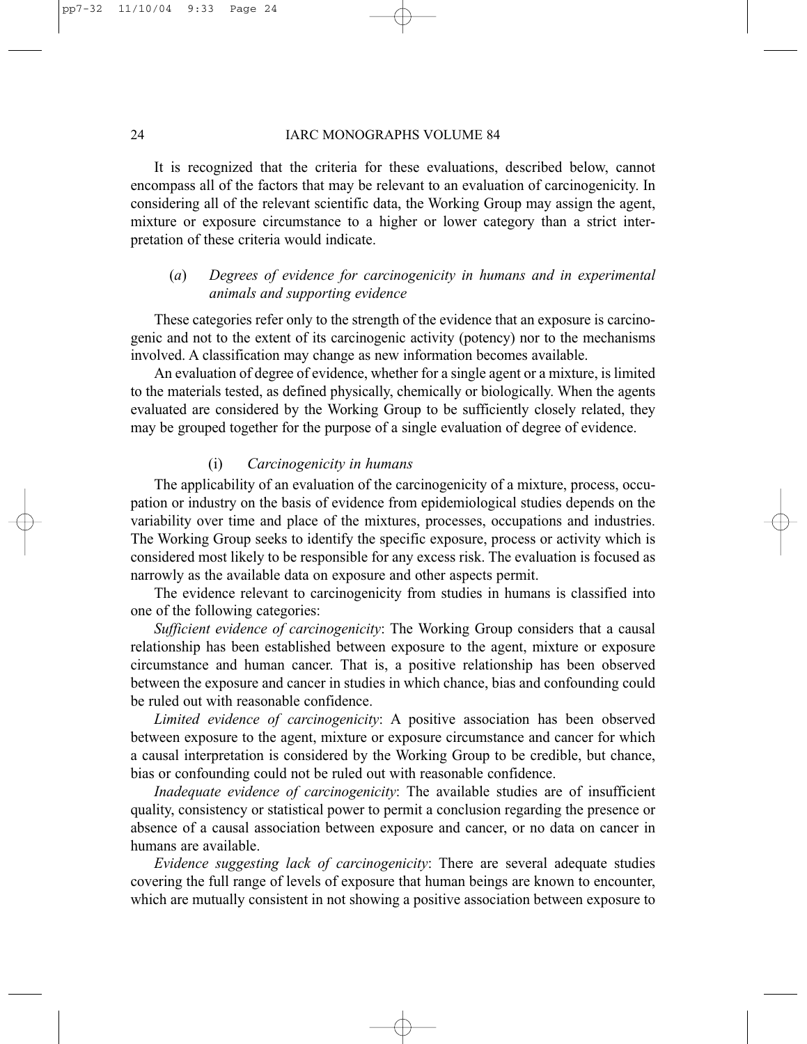It is recognized that the criteria for these evaluations, described below, cannot encompass all of the factors that may be relevant to an evaluation of carcinogenicity. In considering all of the relevant scientific data, the Working Group may assign the agent, mixture or exposure circumstance to a higher or lower category than a strict interpretation of these criteria would indicate.

### (*a*) *Degrees of evidence for carcinogenicity in humans and in experimental animals and supporting evidence*

These categories refer only to the strength of the evidence that an exposure is carcinogenic and not to the extent of its carcinogenic activity (potency) nor to the mechanisms involved. A classification may change as new information becomes available.

An evaluation of degree of evidence, whether for a single agent or a mixture, is limited to the materials tested, as defined physically, chemically or biologically. When the agents evaluated are considered by the Working Group to be sufficiently closely related, they may be grouped together for the purpose of a single evaluation of degree of evidence.

#### (i) *Carcinogenicity in humans*

The applicability of an evaluation of the carcinogenicity of a mixture, process, occupation or industry on the basis of evidence from epidemiological studies depends on the variability over time and place of the mixtures, processes, occupations and industries. The Working Group seeks to identify the specific exposure, process or activity which is considered most likely to be responsible for any excess risk. The evaluation is focused as narrowly as the available data on exposure and other aspects permit.

The evidence relevant to carcinogenicity from studies in humans is classified into one of the following categories:

*Sufficient evidence of carcinogenicity*: The Working Group considers that a causal relationship has been established between exposure to the agent, mixture or exposure circumstance and human cancer. That is, a positive relationship has been observed between the exposure and cancer in studies in which chance, bias and confounding could be ruled out with reasonable confidence.

*Limited evidence of carcinogenicity*: A positive association has been observed between exposure to the agent, mixture or exposure circumstance and cancer for which a causal interpretation is considered by the Working Group to be credible, but chance, bias or confounding could not be ruled out with reasonable confidence.

*Inadequate evidence of carcinogenicity*: The available studies are of insufficient quality, consistency or statistical power to permit a conclusion regarding the presence or absence of a causal association between exposure and cancer, or no data on cancer in humans are available.

*Evidence suggesting lack of carcinogenicity*: There are several adequate studies covering the full range of levels of exposure that human beings are known to encounter, which are mutually consistent in not showing a positive association between exposure to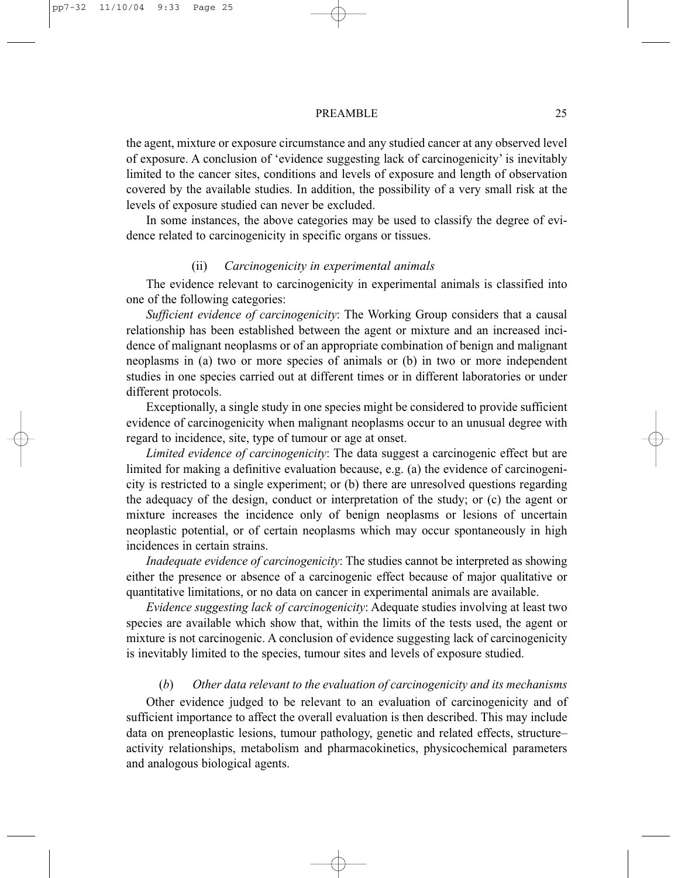the agent, mixture or exposure circumstance and any studied cancer at any observed level of exposure. A conclusion of 'evidence suggesting lack of carcinogenicity' is inevitably limited to the cancer sites, conditions and levels of exposure and length of observation covered by the available studies. In addition, the possibility of a very small risk at the levels of exposure studied can never be excluded.

In some instances, the above categories may be used to classify the degree of evidence related to carcinogenicity in specific organs or tissues.

#### (ii) *Carcinogenicity in experimental animals*

The evidence relevant to carcinogenicity in experimental animals is classified into one of the following categories:

*Sufficient evidence of carcinogenicity*: The Working Group considers that a causal relationship has been established between the agent or mixture and an increased incidence of malignant neoplasms or of an appropriate combination of benign and malignant neoplasms in (a) two or more species of animals or (b) in two or more independent studies in one species carried out at different times or in different laboratories or under different protocols.

Exceptionally, a single study in one species might be considered to provide sufficient evidence of carcinogenicity when malignant neoplasms occur to an unusual degree with regard to incidence, site, type of tumour or age at onset.

*Limited evidence of carcinogenicity*: The data suggest a carcinogenic effect but are limited for making a definitive evaluation because, e.g. (a) the evidence of carcinogenicity is restricted to a single experiment; or (b) there are unresolved questions regarding the adequacy of the design, conduct or interpretation of the study; or (c) the agent or mixture increases the incidence only of benign neoplasms or lesions of uncertain neoplastic potential, or of certain neoplasms which may occur spontaneously in high incidences in certain strains.

*Inadequate evidence of carcinogenicity*: The studies cannot be interpreted as showing either the presence or absence of a carcinogenic effect because of major qualitative or quantitative limitations, or no data on cancer in experimental animals are available.

*Evidence suggesting lack of carcinogenicity*: Adequate studies involving at least two species are available which show that, within the limits of the tests used, the agent or mixture is not carcinogenic. A conclusion of evidence suggesting lack of carcinogenicity is inevitably limited to the species, tumour sites and levels of exposure studied.

### (*b*) *Other data relevant to the evaluation of carcinogenicity and its mechanisms*

Other evidence judged to be relevant to an evaluation of carcinogenicity and of sufficient importance to affect the overall evaluation is then described. This may include data on preneoplastic lesions, tumour pathology, genetic and related effects, structure–activity relationships, metabolism and pharmacokinetics, physicochemical parameters and analogous biological agents.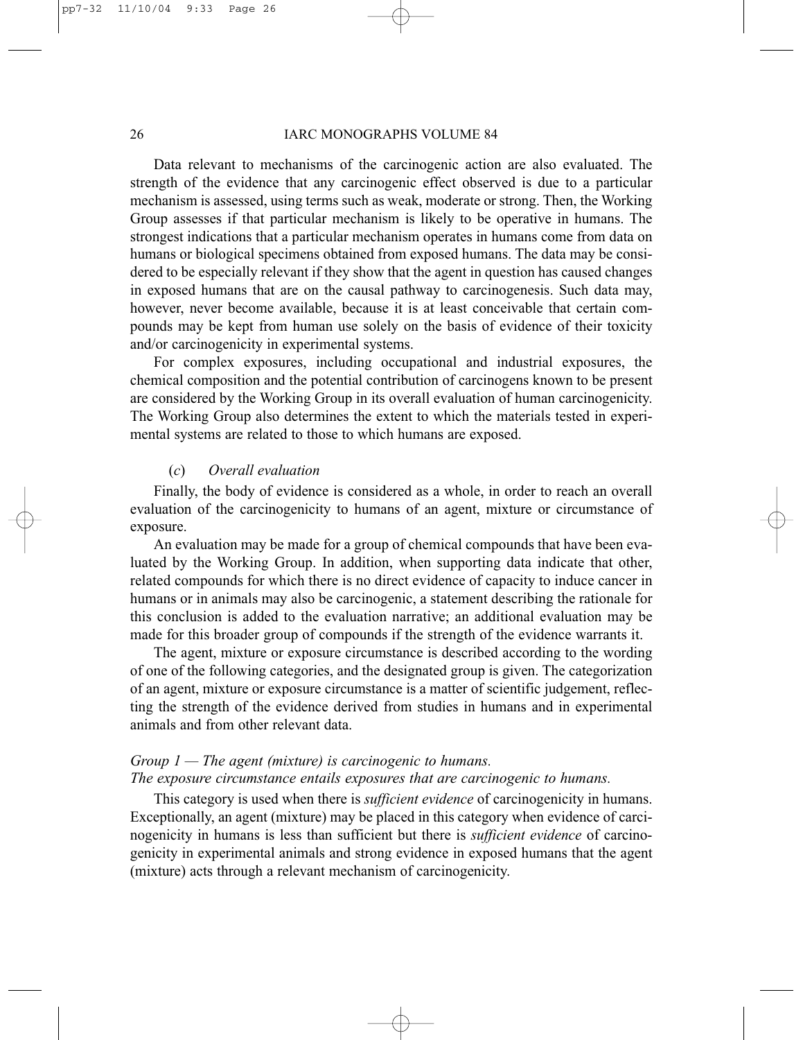Data relevant to mechanisms of the carcinogenic action are also evaluated. The strength of the evidence that any carcinogenic effect observed is due to a particular mechanism is assessed, using terms such as weak, moderate or strong. Then, the Working Group assesses if that particular mechanism is likely to be operative in humans. The strongest indications that a particular mechanism operates in humans come from data on humans or biological specimens obtained from exposed humans. The data may be considered to be especially relevant if they show that the agent in question has caused changes in exposed humans that are on the causal pathway to carcinogenesis. Such data may, however, never become available, because it is at least conceivable that certain compounds may be kept from human use solely on the basis of evidence of their toxicity and/or carcinogenicity in experimental systems.

For complex exposures, including occupational and industrial exposures, the chemical composition and the potential contribution of carcinogens known to be present are considered by the Working Group in its overall evaluation of human carcinogenicity. The Working Group also determines the extent to which the materials tested in experimental systems are related to those to which humans are exposed.

### (*c*) *Overall evaluation*

Finally, the body of evidence is considered as a whole, in order to reach an overall evaluation of the carcinogenicity to humans of an agent, mixture or circumstance of exposure.

An evaluation may be made for a group of chemical compounds that have been evaluated by the Working Group. In addition, when supporting data indicate that other, related compounds for which there is no direct evidence of capacity to induce cancer in humans or in animals may also be carcinogenic, a statement describing the rationale for this conclusion is added to the evaluation narrative; an additional evaluation may be made for this broader group of compounds if the strength of the evidence warrants it.

The agent, mixture or exposure circumstance is described according to the wording of one of the following categories, and the designated group is given. The categorization of an agent, mixture or exposure circumstance is a matter of scientific judgement, reflecting the strength of the evidence derived from studies in humans and in experimental animals and from other relevant data.

*Group 1 — The agent (mixture) is carcinogenic to humans.*
*The exposure circumstance entails exposures that are carcinogenic to humans.*

This category is used when there is *sufficient evidence* of carcinogenicity in humans. Exceptionally, an agent (mixture) may be placed in this category when evidence of carcinogenicity in humans is less than sufficient but there is *sufficient evidence* of carcinogenicity in experimental animals and strong evidence in exposed humans that the agent (mixture) acts through a relevant mechanism of carcinogenicity.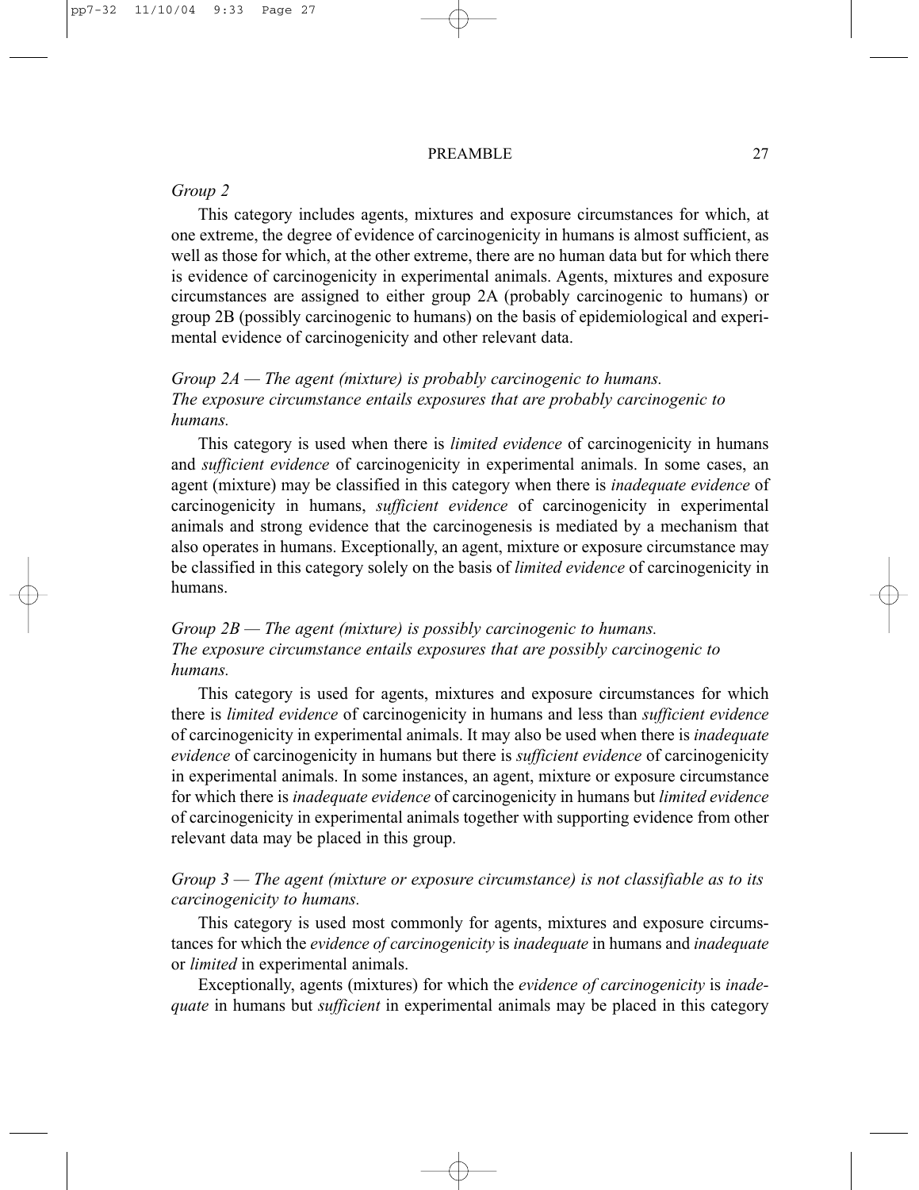*Group 2*

This category includes agents, mixtures and exposure circumstances for which, at one extreme, the degree of evidence of carcinogenicity in humans is almost sufficient, as well as those for which, at the other extreme, there are no human data but for which there is evidence of carcinogenicity in experimental animals. Agents, mixtures and exposure circumstances are assigned to either group 2A (probably carcinogenic to humans) or group 2B (possibly carcinogenic to humans) on the basis of epidemiological and experimental evidence of carcinogenicity and other relevant data.

*Group 2A — The agent (mixture) is probably carcinogenic to humans.*
*The exposure circumstance entails exposures that are probably carcinogenic to humans.*

This category is used when there is *limited evidence* of carcinogenicity in humans and *sufficient evidence* of carcinogenicity in experimental animals. In some cases, an agent (mixture) may be classified in this category when there is *inadequate evidence* of carcinogenicity in humans, *sufficient evidence* of carcinogenicity in experimental animals and strong evidence that the carcinogenesis is mediated by a mechanism that also operates in humans. Exceptionally, an agent, mixture or exposure circumstance may be classified in this category solely on the basis of *limited evidence* of carcinogenicity in humans.

*Group 2B — The agent (mixture) is possibly carcinogenic to humans.*
*The exposure circumstance entails exposures that are possibly carcinogenic to humans.*

This category is used for agents, mixtures and exposure circumstances for which there is *limited evidence* of carcinogenicity in humans and less than *sufficient evidence* of carcinogenicity in experimental animals. It may also be used when there is *inadequate evidence* of carcinogenicity in humans but there is *sufficient evidence* of carcinogenicity in experimental animals. In some instances, an agent, mixture or exposure circumstance for which there is *inadequate evidence* of carcinogenicity in humans but *limited evidence* of carcinogenicity in experimental animals together with supporting evidence from other relevant data may be placed in this group.

*Group 3 — The agent (mixture or exposure circumstance) is not classifiable as to its carcinogenicity to humans.*

This category is used most commonly for agents, mixtures and exposure circumstances for which the *evidence of carcinogenicity* is *inadequate* in humans and *inadequate* or *limited* in experimental animals.

Exceptionally, agents (mixtures) for which the *evidence of carcinogenicity* is *inadequate* in humans but *sufficient* in experimental animals may be placed in this category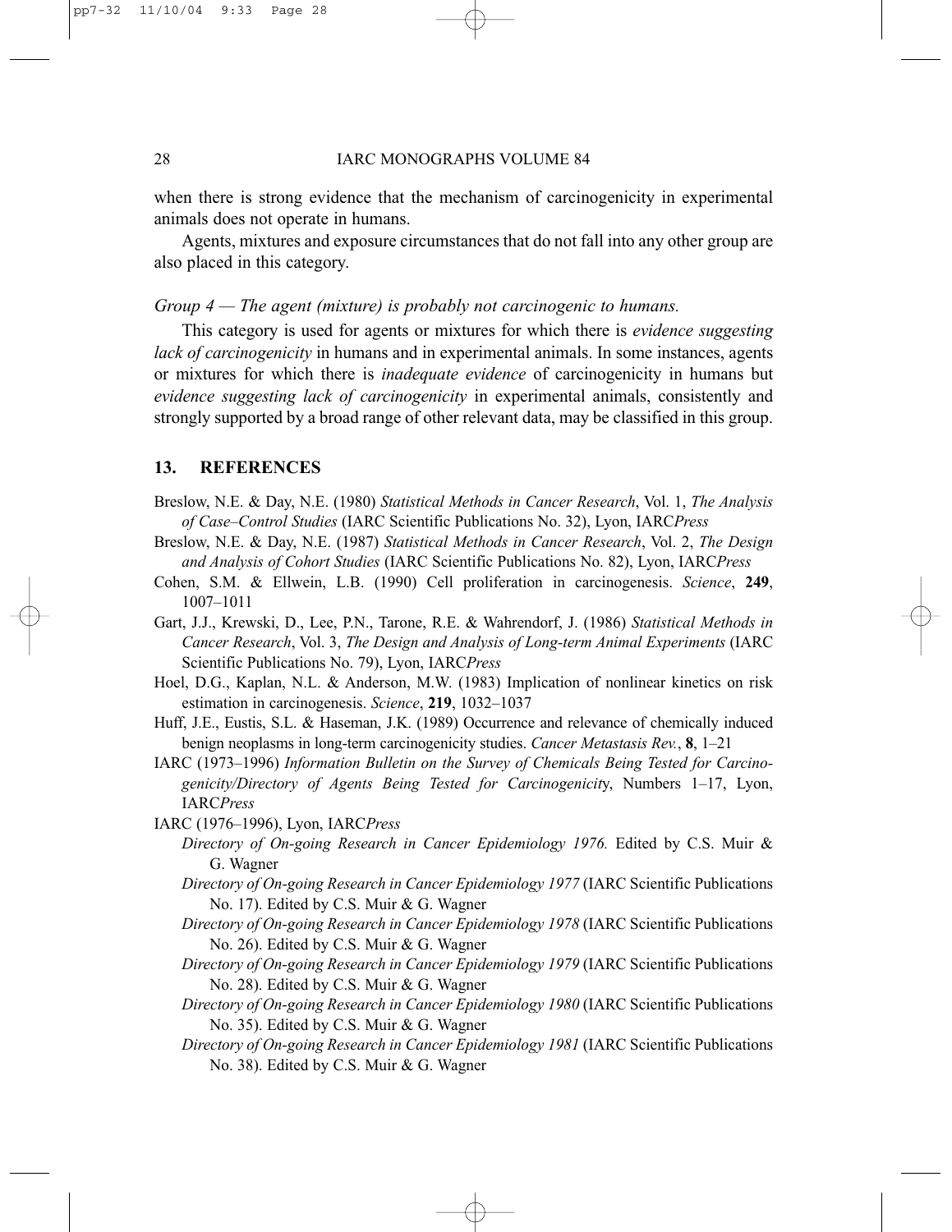when there is strong evidence that the mechanism of carcinogenicity in experimental animals does not operate in humans.

Agents, mixtures and exposure circumstances that do not fall into any other group are also placed in this category.

*Group 4 — The agent (mixture) is probably not carcinogenic to humans.*

This category is used for agents or mixtures for which there is *evidence suggesting lack of carcinogenicity* in humans and in experimental animals. In some instances, agents or mixtures for which there is *inadequate evidence* of carcinogenicity in humans but *evidence suggesting lack of carcinogenicity* in experimental animals, consistently and strongly supported by a broad range of other relevant data, may be classified in this group.

## 13. REFERENCES

Breslow, N.E. & Day, N.E. (1980) *Statistical Methods in Cancer Research*, Vol. 1, *The Analysis of Case–Control Studies* (IARC Scientific Publications No. 32), Lyon, IARC*Press*

Breslow, N.E. & Day, N.E. (1987) *Statistical Methods in Cancer Research*, Vol. 2, *The Design and Analysis of Cohort Studies* (IARC Scientific Publications No. 82), Lyon, IARC*Press*

Cohen, S.M. & Ellwein, L.B. (1990) Cell proliferation in carcinogenesis. *Science*, **249**, 1007–1011

Gart, J.J., Krewski, D., Lee, P.N., Tarone, R.E. & Wahrendorf, J. (1986) *Statistical Methods in Cancer Research*, Vol. 3, *The Design and Analysis of Long-term Animal Experiments* (IARC Scientific Publications No. 79), Lyon, IARC*Press*

Hoel, D.G., Kaplan, N.L. & Anderson, M.W. (1983) Implication of nonlinear kinetics on risk estimation in carcinogenesis. *Science*, **219**, 1032–1037

Huff, J.E., Eustis, S.L. & Haseman, J.K. (1989) Occurrence and relevance of chemically induced benign neoplasms in long-term carcinogenicity studies. *Cancer Metastasis Rev.*, **8**, 1–21

IARC (1973–1996) *Information Bulletin on the Survey of Chemicals Being Tested for Carcinogenicity/Directory of Agents Being Tested for Carcinogenicity*, Numbers 1–17, Lyon, IARC*Press*

IARC (1976–1996), Lyon, IARC*Press*

*Directory of On-going Research in Cancer Epidemiology 1976.* Edited by C.S. Muir & G. Wagner

*Directory of On-going Research in Cancer Epidemiology 1977* (IARC Scientific Publications No. 17). Edited by C.S. Muir & G. Wagner

*Directory of On-going Research in Cancer Epidemiology 1978* (IARC Scientific Publications No. 26). Edited by C.S. Muir & G. Wagner

*Directory of On-going Research in Cancer Epidemiology 1979* (IARC Scientific Publications No. 28). Edited by C.S. Muir & G. Wagner

*Directory of On-going Research in Cancer Epidemiology 1980* (IARC Scientific Publications No. 35). Edited by C.S. Muir & G. Wagner

*Directory of On-going Research in Cancer Epidemiology 1981* (IARC Scientific Publications No. 38). Edited by C.S. Muir & G. Wagner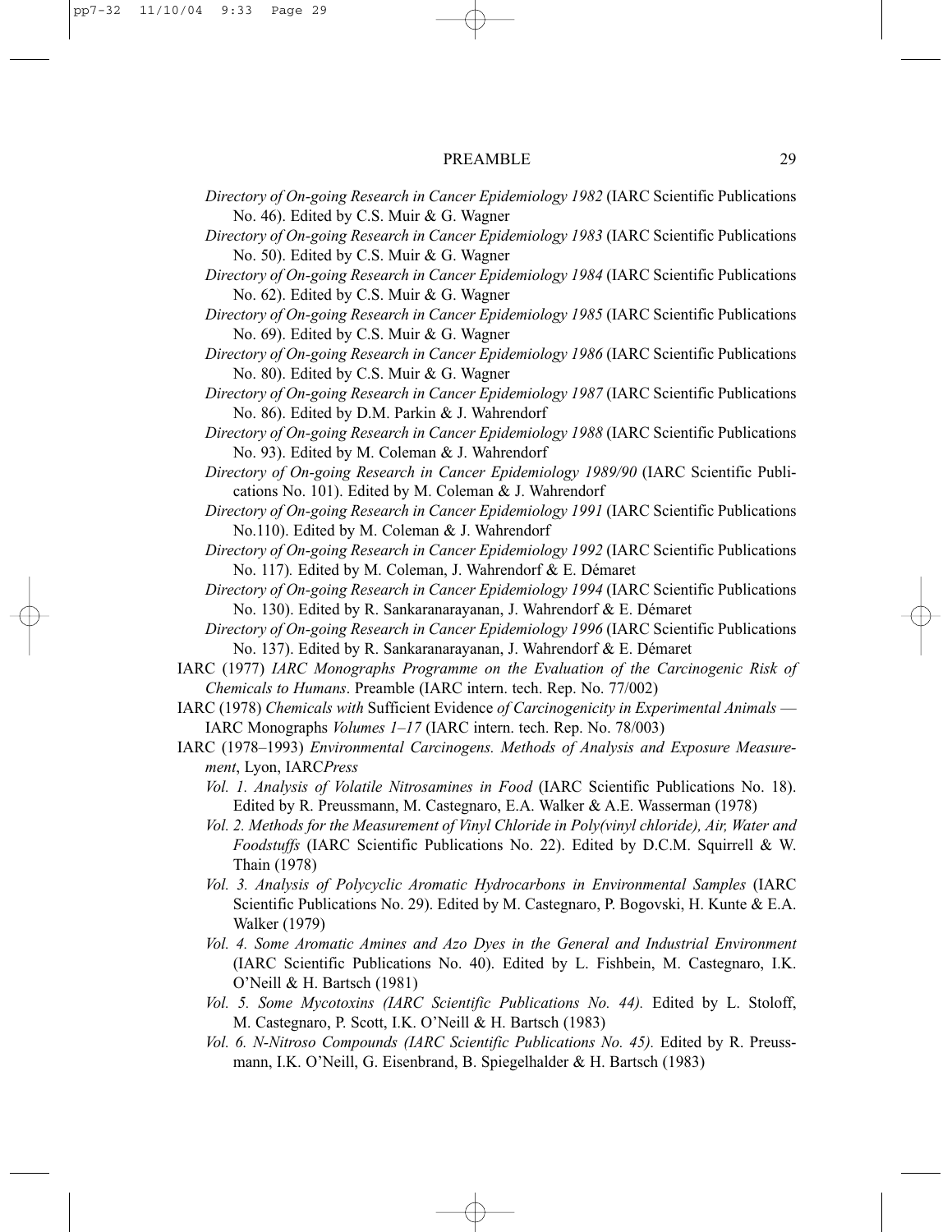*Directory of On-going Research in Cancer Epidemiology 1982* (IARC Scientific Publications No. 46). Edited by C.S. Muir & G. Wagner

*Directory of On-going Research in Cancer Epidemiology 1983* (IARC Scientific Publications No. 50). Edited by C.S. Muir & G. Wagner

*Directory of On-going Research in Cancer Epidemiology 1984* (IARC Scientific Publications No. 62). Edited by C.S. Muir & G. Wagner

*Directory of On-going Research in Cancer Epidemiology 1985* (IARC Scientific Publications No. 69). Edited by C.S. Muir & G. Wagner

*Directory of On-going Research in Cancer Epidemiology 1986* (IARC Scientific Publications No. 80). Edited by C.S. Muir & G. Wagner

*Directory of On-going Research in Cancer Epidemiology 1987* (IARC Scientific Publications No. 86). Edited by D.M. Parkin & J. Wahrendorf

*Directory of On-going Research in Cancer Epidemiology 1988* (IARC Scientific Publications No. 93). Edited by M. Coleman & J. Wahrendorf

*Directory of On-going Research in Cancer Epidemiology 1989/90* (IARC Scientific Publications No. 101). Edited by M. Coleman & J. Wahrendorf

*Directory of On-going Research in Cancer Epidemiology 1991* (IARC Scientific Publications No.110). Edited by M. Coleman & J. Wahrendorf

*Directory of On-going Research in Cancer Epidemiology 1992* (IARC Scientific Publications No. 117). Edited by M. Coleman, J. Wahrendorf & E. Démaret

*Directory of On-going Research in Cancer Epidemiology 1994* (IARC Scientific Publications No. 130). Edited by R. Sankaranarayanan, J. Wahrendorf & E. Démaret

*Directory of On-going Research in Cancer Epidemiology 1996* (IARC Scientific Publications No. 137). Edited by R. Sankaranarayanan, J. Wahrendorf & E. Démaret

IARC (1977) *IARC Monographs Programme on the Evaluation of the Carcinogenic Risk of Chemicals to Humans*. Preamble (IARC intern. tech. Rep. No. 77/002)

IARC (1978) *Chemicals with* Sufficient Evidence *of Carcinogenicity in Experimental Animals* — IARC Monographs *Volumes 1–17* (IARC intern. tech. Rep. No. 78/003)

IARC (1978–1993) *Environmental Carcinogens. Methods of Analysis and Exposure Measurement*, Lyon, IARC*Press*

*Vol. 1. Analysis of Volatile Nitrosamines in Food* (IARC Scientific Publications No. 18). Edited by R. Preussmann, M. Castegnaro, E.A. Walker & A.E. Wasserman (1978)

*Vol. 2. Methods for the Measurement of Vinyl Chloride in Poly(vinyl chloride), Air, Water and Foodstuffs* (IARC Scientific Publications No. 22). Edited by D.C.M. Squirrell & W. Thain (1978)

*Vol. 3. Analysis of Polycyclic Aromatic Hydrocarbons in Environmental Samples* (IARC Scientific Publications No. 29). Edited by M. Castegnaro, P. Bogovski, H. Kunte & E.A. Walker (1979)

*Vol. 4. Some Aromatic Amines and Azo Dyes in the General and Industrial Environment* (IARC Scientific Publications No. 40). Edited by L. Fishbein, M. Castegnaro, I.K. O'Neill & H. Bartsch (1981)

*Vol. 5. Some Mycotoxins (IARC Scientific Publications No. 44).* Edited by L. Stoloff, M. Castegnaro, P. Scott, I.K. O'Neill & H. Bartsch (1983)

*Vol. 6. N-Nitroso Compounds (IARC Scientific Publications No. 45).* Edited by R. Preussmann, I.K. O'Neill, G. Eisenbrand, B. Spiegelhalder & H. Bartsch (1983)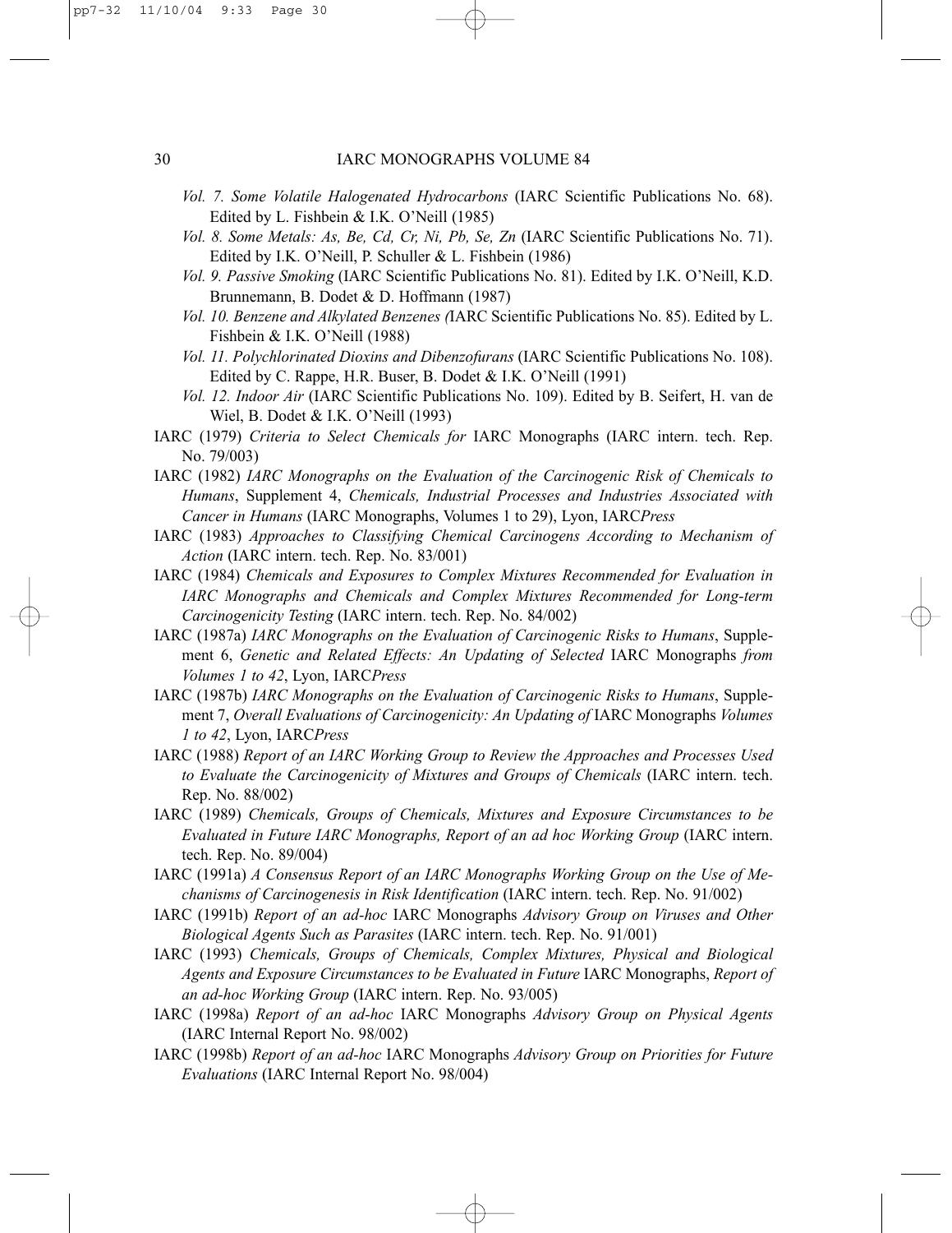*Vol. 7. Some Volatile Halogenated Hydrocarbons* (IARC Scientific Publications No. 68). Edited by L. Fishbein & I.K. O'Neill (1985)

*Vol. 8. Some Metals: As, Be, Cd, Cr, Ni, Pb, Se, Zn* (IARC Scientific Publications No. 71). Edited by I.K. O'Neill, P. Schuller & L. Fishbein (1986)

*Vol. 9. Passive Smoking* (IARC Scientific Publications No. 81). Edited by I.K. O'Neill, K.D. Brunnemann, B. Dodet & D. Hoffmann (1987)

*Vol. 10. Benzene and Alkylated Benzenes (*IARC Scientific Publications No. 85). Edited by L. Fishbein & I.K. O'Neill (1988)

*Vol. 11. Polychlorinated Dioxins and Dibenzofurans* (IARC Scientific Publications No. 108). Edited by C. Rappe, H.R. Buser, B. Dodet & I.K. O'Neill (1991)

*Vol. 12. Indoor Air* (IARC Scientific Publications No. 109). Edited by B. Seifert, H. van de Wiel, B. Dodet & I.K. O'Neill (1993)

IARC (1979) *Criteria to Select Chemicals for* IARC Monographs (IARC intern. tech. Rep. No. 79/003)

IARC (1982) *IARC Monographs on the Evaluation of the Carcinogenic Risk of Chemicals to Humans*, Supplement 4, *Chemicals, Industrial Processes and Industries Associated with Cancer in Humans* (IARC Monographs, Volumes 1 to 29), Lyon, IARC*Press*

IARC (1983) *Approaches to Classifying Chemical Carcinogens According to Mechanism of Action* (IARC intern. tech. Rep. No. 83/001)

IARC (1984) *Chemicals and Exposures to Complex Mixtures Recommended for Evaluation in IARC Monographs and Chemicals and Complex Mixtures Recommended for Long-term Carcinogenicity Testing* (IARC intern. tech. Rep. No. 84/002)

IARC (1987a) *IARC Monographs on the Evaluation of Carcinogenic Risks to Humans*, Supplement 6, *Genetic and Related Effects: An Updating of Selected* IARC Monographs *from Volumes 1 to 42*, Lyon, IARC*Press*

IARC (1987b) *IARC Monographs on the Evaluation of Carcinogenic Risks to Humans*, Supplement 7, *Overall Evaluations of Carcinogenicity: An Updating of* IARC Monographs *Volumes 1 to 42*, Lyon, IARC*Press*

IARC (1988) *Report of an IARC Working Group to Review the Approaches and Processes Used to Evaluate the Carcinogenicity of Mixtures and Groups of Chemicals* (IARC intern. tech. Rep. No. 88/002)

IARC (1989) *Chemicals, Groups of Chemicals, Mixtures and Exposure Circumstances to be Evaluated in Future IARC Monographs, Report of an ad hoc Working Group* (IARC intern. tech. Rep. No. 89/004)

IARC (1991a) *A Consensus Report of an IARC Monographs Working Group on the Use of Mechanisms of Carcinogenesis in Risk Identification* (IARC intern. tech. Rep. No. 91/002)

IARC (1991b) *Report of an ad-hoc* IARC Monographs *Advisory Group on Viruses and Other Biological Agents Such as Parasites* (IARC intern. tech. Rep. No. 91/001)

IARC (1993) *Chemicals, Groups of Chemicals, Complex Mixtures, Physical and Biological Agents and Exposure Circumstances to be Evaluated in Future* IARC Monographs, *Report of an ad-hoc Working Group* (IARC intern. tech. Rep. No. 93/005)

IARC (1998a) *Report of an ad-hoc* IARC Monographs *Advisory Group on Physical Agents* (IARC Internal Report No. 98/002)

IARC (1998b) *Report of an ad-hoc* IARC Monographs *Advisory Group on Priorities for Future Evaluations* (IARC Internal Report No. 98/004)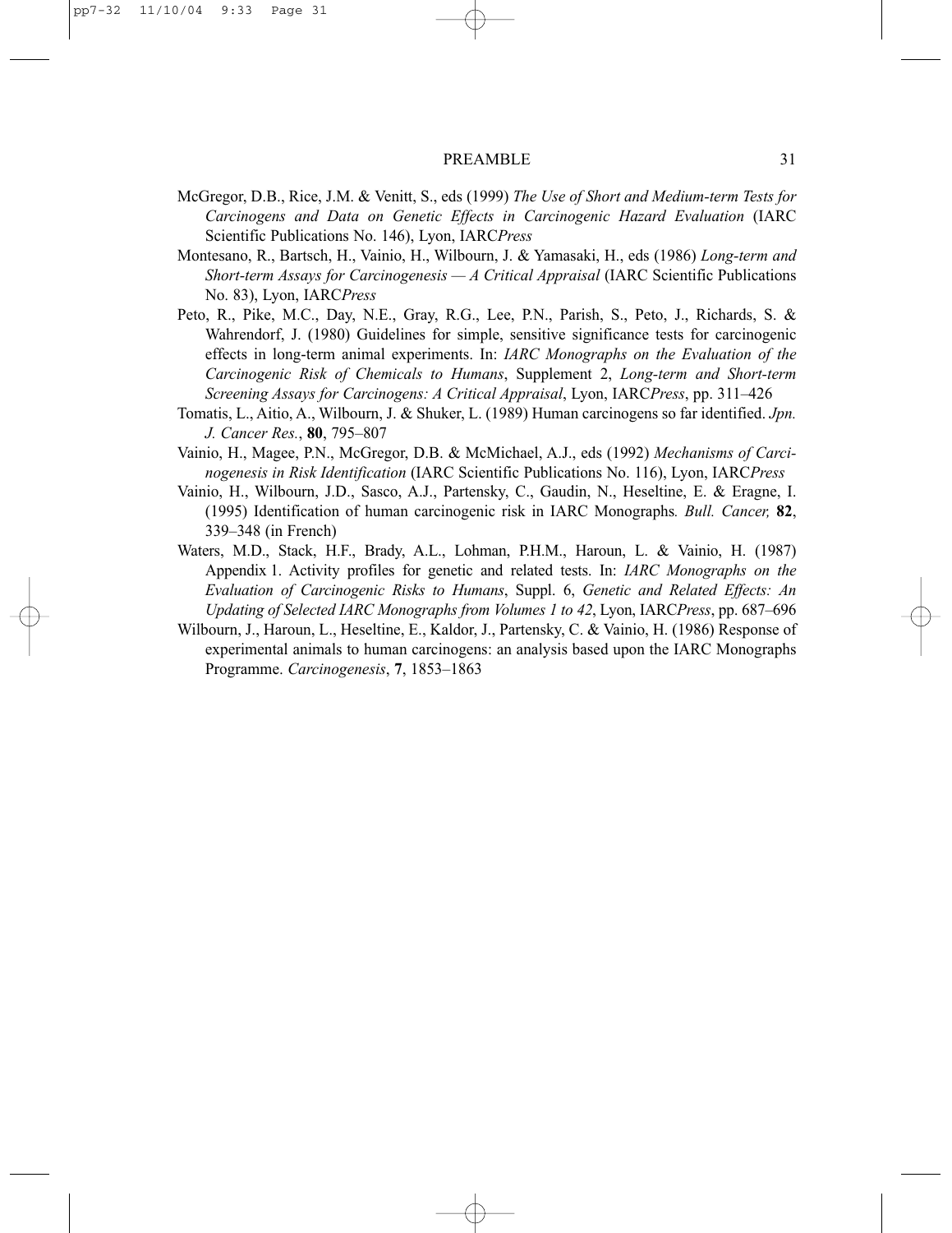McGregor, D.B., Rice, J.M. & Venitt, S., eds (1999) *The Use of Short and Medium-term Tests for Carcinogens and Data on Genetic Effects in Carcinogenic Hazard Evaluation* (IARC Scientific Publications No. 146), Lyon, IARC*Press*

Montesano, R., Bartsch, H., Vainio, H., Wilbourn, J. & Yamasaki, H., eds (1986) *Long-term and Short-term Assays for Carcinogenesis — A Critical Appraisal* (IARC Scientific Publications No. 83), Lyon, IARC*Press*

Peto, R., Pike, M.C., Day, N.E., Gray, R.G., Lee, P.N., Parish, S., Peto, J., Richards, S. & Wahrendorf, J. (1980) Guidelines for simple, sensitive significance tests for carcinogenic effects in long-term animal experiments. In: *IARC Monographs on the Evaluation of the Carcinogenic Risk of Chemicals to Humans*, Supplement 2, *Long-term and Short-term Screening Assays for Carcinogens: A Critical Appraisal*, Lyon, IARC*Press*, pp. 311–426

Tomatis, L., Aitio, A., Wilbourn, J. & Shuker, L. (1989) Human carcinogens so far identified. *Jpn. J. Cancer Res.*, **80**, 795–807

Vainio, H., Magee, P.N., McGregor, D.B. & McMichael, A.J., eds (1992) *Mechanisms of Carcinogenesis in Risk Identification* (IARC Scientific Publications No. 116), Lyon, IARC*Press*

Vainio, H., Wilbourn, J.D., Sasco, A.J., Partensky, C., Gaudin, N., Heseltine, E. & Eragne, I. (1995) Identification of human carcinogenic risk in IARC Monographs*. Bull. Cancer,* **82**, 339–348 (in French)

Waters, M.D., Stack, H.F., Brady, A.L., Lohman, P.H.M., Haroun, L. & Vainio, H. (1987) Appendix 1. Activity profiles for genetic and related tests. In: *IARC Monographs on the Evaluation of Carcinogenic Risks to Humans*, Suppl. 6, *Genetic and Related Effects: An Updating of Selected IARC Monographs from Volumes 1 to 42*, Lyon, IARC*Press*, pp. 687–696

Wilbourn, J., Haroun, L., Heseltine, E., Kaldor, J., Partensky, C. & Vainio, H. (1986) Response of experimental animals to human carcinogens: an analysis based upon the IARC Monographs Programme. *Carcinogenesis*, **7**, 1853–1863